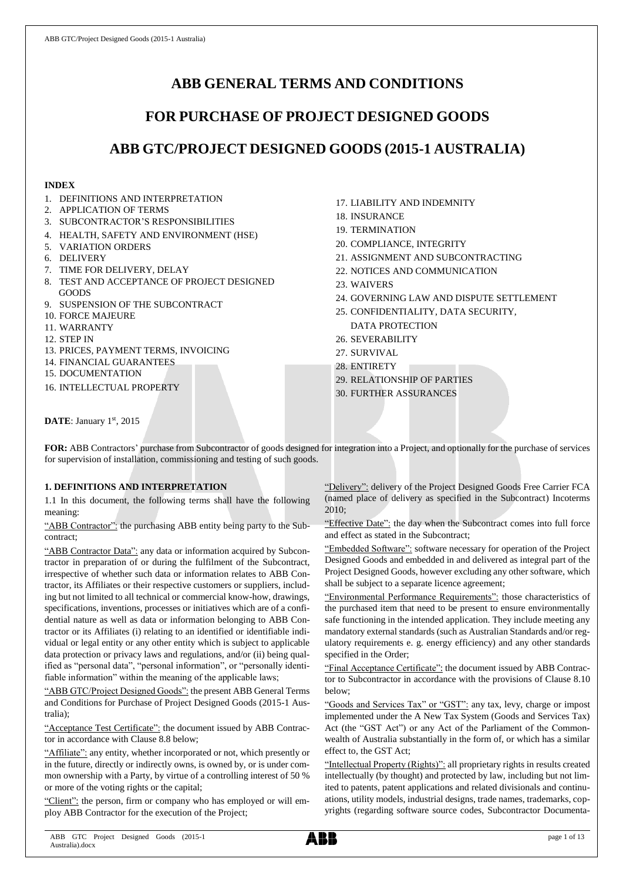# ABB GENERAL TERMS AND CONDITIONS

## FOR PURCHASE OF PROJECT DESIGNED GOODS

## ABB GTC/PROJECT DESIGNED GOODS (2015-1 AUSTRALIA)

**INDEX**

1. DEFINITIONS AND INTERPRETATION
2. APPLICATION OF TERMS
3. SUBCONTRACTOR'S RESPONSIBILITIES
4. HEALTH, SAFETY AND ENVIRONMENT (HSE)
5. VARIATION ORDERS
6. DELIVERY
7. TIME FOR DELIVERY, DELAY
8. TEST AND ACCEPTANCE OF PROJECT DESIGNED GOODS
9. SUSPENSION OF THE SUBCONTRACT
10. FORCE MAJEURE
11. WARRANTY
12. STEP IN
13. PRICES, PAYMENT TERMS, INVOICING
14. FINANCIAL GUARANTEES
15. DOCUMENTATION
16. INTELLECTUAL PROPERTY
17. LIABILITY AND INDEMNITY
18. INSURANCE
19. TERMINATION
20. COMPLIANCE, INTEGRITY
21. ASSIGNMENT AND SUBCONTRACTING
22. NOTICES AND COMMUNICATION
23. WAIVERS
24. GOVERNING LAW AND DISPUTE SETTLEMENT
25. CONFIDENTIALITY, DATA SECURITY, DATA PROTECTION
26. SEVERABILITY
27. SURVIVAL
28. ENTIRETY
29. RELATIONSHIP OF PARTIES
30. FURTHER ASSURANCES

**DATE**: January 1st, 2015

**FOR:** ABB Contractors' purchase from Subcontractor of goods designed for integration into a Project, and optionally for the purchase of services for supervision of installation, commissioning and testing of such goods.

### 1. DEFINITIONS AND INTERPRETATION

1.1 In this document, the following terms shall have the following meaning:

"ABB Contractor": the purchasing ABB entity being party to the Subcontract;

"ABB Contractor Data": any data or information acquired by Subcontractor in preparation of or during the fulfilment of the Subcontract, irrespective of whether such data or information relates to ABB Contractor, its Affiliates or their respective customers or suppliers, including but not limited to all technical or commercial know-how, drawings, specifications, inventions, processes or initiatives which are of a confidential nature as well as data or information belonging to ABB Contractor or its Affiliates (i) relating to an identified or identifiable individual or legal entity or any other entity which is subject to applicable data protection or privacy laws and regulations, and/or (ii) being qualified as "personal data", "personal information", or "personally identifiable information" within the meaning of the applicable laws;

"ABB GTC/Project Designed Goods": the present ABB General Terms and Conditions for Purchase of Project Designed Goods (2015-1 Australia);

"Acceptance Test Certificate": the document issued by ABB Contractor in accordance with Clause 8.8 below;

"Affiliate": any entity, whether incorporated or not, which presently or in the future, directly or indirectly owns, is owned by, or is under common ownership with a Party, by virtue of a controlling interest of 50 % or more of the voting rights or the capital;

"Client": the person, firm or company who has employed or will employ ABB Contractor for the execution of the Project;

"Delivery": delivery of the Project Designed Goods Free Carrier FCA (named place of delivery as specified in the Subcontract) Incoterms 2010;

"Effective Date": the day when the Subcontract comes into full force and effect as stated in the Subcontract;

"Embedded Software": software necessary for operation of the Project Designed Goods and embedded in and delivered as integral part of the Project Designed Goods, however excluding any other software, which shall be subject to a separate licence agreement;

"Environmental Performance Requirements": those characteristics of the purchased item that need to be present to ensure environmentally safe functioning in the intended application. They include meeting any mandatory external standards (such as Australian Standards and/or regulatory requirements e. g. energy efficiency) and any other standards specified in the Order;

"Final Acceptance Certificate": the document issued by ABB Contractor to Subcontractor in accordance with the provisions of Clause 8.10 below;

"Goods and Services Tax" or "GST": any tax, levy, charge or impost implemented under the A New Tax System (Goods and Services Tax) Act (the "GST Act") or any Act of the Parliament of the Commonwealth of Australia substantially in the form of, or which has a similar effect to, the GST Act;

"Intellectual Property (Rights)": all proprietary rights in results created intellectually (by thought) and protected by law, including but not limited to patents, patent applications and related divisionals and continuations, utility models, industrial designs, trade names, trademarks, copyrights (regarding software source codes, Subcontractor Documenta-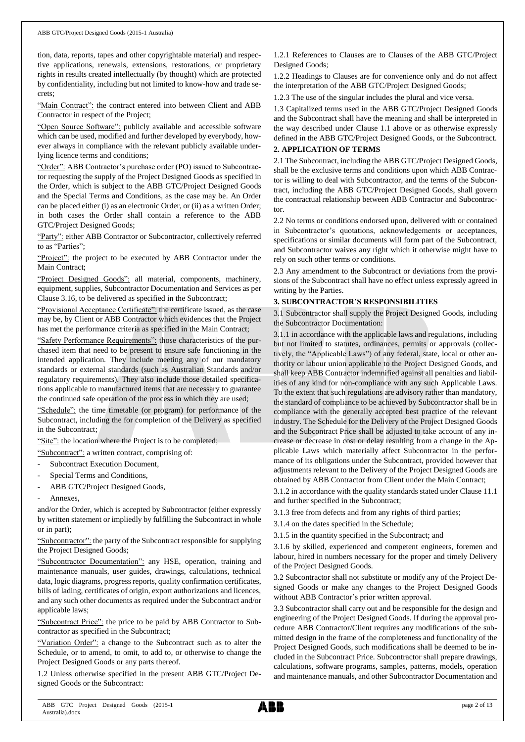tion, data, reports, tapes and other copyrightable material) and respective applications, renewals, extensions, restorations, or proprietary rights in results created intellectually (by thought) which are protected by confidentiality, including but not limited to know-how and trade secrets;

"Main Contract": the contract entered into between Client and ABB Contractor in respect of the Project;

"Open Source Software": publicly available and accessible software which can be used, modified and further developed by everybody, however always in compliance with the relevant publicly available underlying licence terms and conditions;

"Order": ABB Contractor's purchase order (PO) issued to Subcontractor requesting the supply of the Project Designed Goods as specified in the Order, which is subject to the ABB GTC/Project Designed Goods and the Special Terms and Conditions, as the case may be. An Order can be placed either (i) as an electronic Order, or (ii) as a written Order; in both cases the Order shall contain a reference to the ABB GTC/Project Designed Goods;

"Party": either ABB Contractor or Subcontractor, collectively referred to as "Parties";

"Project": the project to be executed by ABB Contractor under the Main Contract;

"Project Designed Goods": all material, components, machinery, equipment, supplies, Subcontractor Documentation and Services as per Clause 3.16, to be delivered as specified in the Subcontract;

"Provisional Acceptance Certificate": the certificate issued, as the case may be, by Client or ABB Contractor which evidences that the Project has met the performance criteria as specified in the Main Contract;

"Safety Performance Requirements": those characteristics of the purchased item that need to be present to ensure safe functioning in the intended application. They include meeting any of our mandatory standards or external standards (such as Australian Standards and/or regulatory requirements). They also include those detailed specifications applicable to manufactured items that are necessary to guarantee the continued safe operation of the process in which they are used;

"Schedule": the time timetable (or program) for performance of the Subcontract, including the for completion of the Delivery as specified in the Subcontract;

"Site": the location where the Project is to be completed;

"Subcontract": a written contract, comprising of:

- Subcontract Execution Document,
- Special Terms and Conditions,
- ABB GTC/Project Designed Goods,
- Annexes,

and/or the Order, which is accepted by Subcontractor (either expressly by written statement or impliedly by fulfilling the Subcontract in whole or in part);

"Subcontractor": the party of the Subcontract responsible for supplying the Project Designed Goods;

"Subcontractor Documentation": any HSE, operation, training and maintenance manuals, user guides, drawings, calculations, technical data, logic diagrams, progress reports, quality confirmation certificates, bills of lading, certificates of origin, export authorizations and licences, and any such other documents as required under the Subcontract and/or applicable laws;

"Subcontract Price": the price to be paid by ABB Contractor to Subcontractor as specified in the Subcontract;

"Variation Order": a change to the Subcontract such as to alter the Schedule, or to amend, to omit, to add to, or otherwise to change the Project Designed Goods or any parts thereof.

1.2 Unless otherwise specified in the present ABB GTC/Project Designed Goods or the Subcontract:

1.2.1 References to Clauses are to Clauses of the ABB GTC/Project Designed Goods;

1.2.2 Headings to Clauses are for convenience only and do not affect the interpretation of the ABB GTC/Project Designed Goods;

1.2.3 The use of the singular includes the plural and vice versa.

1.3 Capitalized terms used in the ABB GTC/Project Designed Goods and the Subcontract shall have the meaning and shall be interpreted in the way described under Clause 1.1 above or as otherwise expressly defined in the ABB GTC/Project Designed Goods, or the Subcontract.

## 2. APPLICATION OF TERMS

2.1 The Subcontract, including the ABB GTC/Project Designed Goods, shall be the exclusive terms and conditions upon which ABB Contractor is willing to deal with Subcontractor, and the terms of the Subcontract, including the ABB GTC/Project Designed Goods, shall govern the contractual relationship between ABB Contractor and Subcontractor.

2.2 No terms or conditions endorsed upon, delivered with or contained in Subcontractor's quotations, acknowledgements or acceptances, specifications or similar documents will form part of the Subcontract, and Subcontractor waives any right which it otherwise might have to rely on such other terms or conditions.

2.3 Any amendment to the Subcontract or deviations from the provisions of the Subcontract shall have no effect unless expressly agreed in writing by the Parties.

## 3. SUBCONTRACTOR'S RESPONSIBILITIES

3.1 Subcontractor shall supply the Project Designed Goods, including the Subcontractor Documentation:

3.1.1 in accordance with the applicable laws and regulations, including but not limited to statutes, ordinances, permits or approvals (collectively, the "Applicable Laws") of any federal, state, local or other authority or labour union applicable to the Project Designed Goods, and shall keep ABB Contractor indemnified against all penalties and liabilities of any kind for non-compliance with any such Applicable Laws. To the extent that such regulations are advisory rather than mandatory, the standard of compliance to be achieved by Subcontractor shall be in compliance with the generally accepted best practice of the relevant industry. The Schedule for the Delivery of the Project Designed Goods and the Subcontract Price shall be adjusted to take account of any increase or decrease in cost or delay resulting from a change in the Applicable Laws which materially affect Subcontractor in the performance of its obligations under the Subcontract, provided however that adjustments relevant to the Delivery of the Project Designed Goods are obtained by ABB Contractor from Client under the Main Contract;

3.1.2 in accordance with the quality standards stated under Clause 11.1 and further specified in the Subcontract;

3.1.3 free from defects and from any rights of third parties;

3.1.4 on the dates specified in the Schedule;

3.1.5 in the quantity specified in the Subcontract; and

3.1.6 by skilled, experienced and competent engineers, foremen and labour, hired in numbers necessary for the proper and timely Delivery of the Project Designed Goods.

3.2 Subcontractor shall not substitute or modify any of the Project Designed Goods or make any changes to the Project Designed Goods without ABB Contractor's prior written approval.

3.3 Subcontractor shall carry out and be responsible for the design and engineering of the Project Designed Goods. If during the approval procedure ABB Contractor/Client requires any modifications of the submitted design in the frame of the completeness and functionality of the Project Designed Goods, such modifications shall be deemed to be included in the Subcontract Price. Subcontractor shall prepare drawings, calculations, software programs, samples, patterns, models, operation and maintenance manuals, and other Subcontractor Documentation and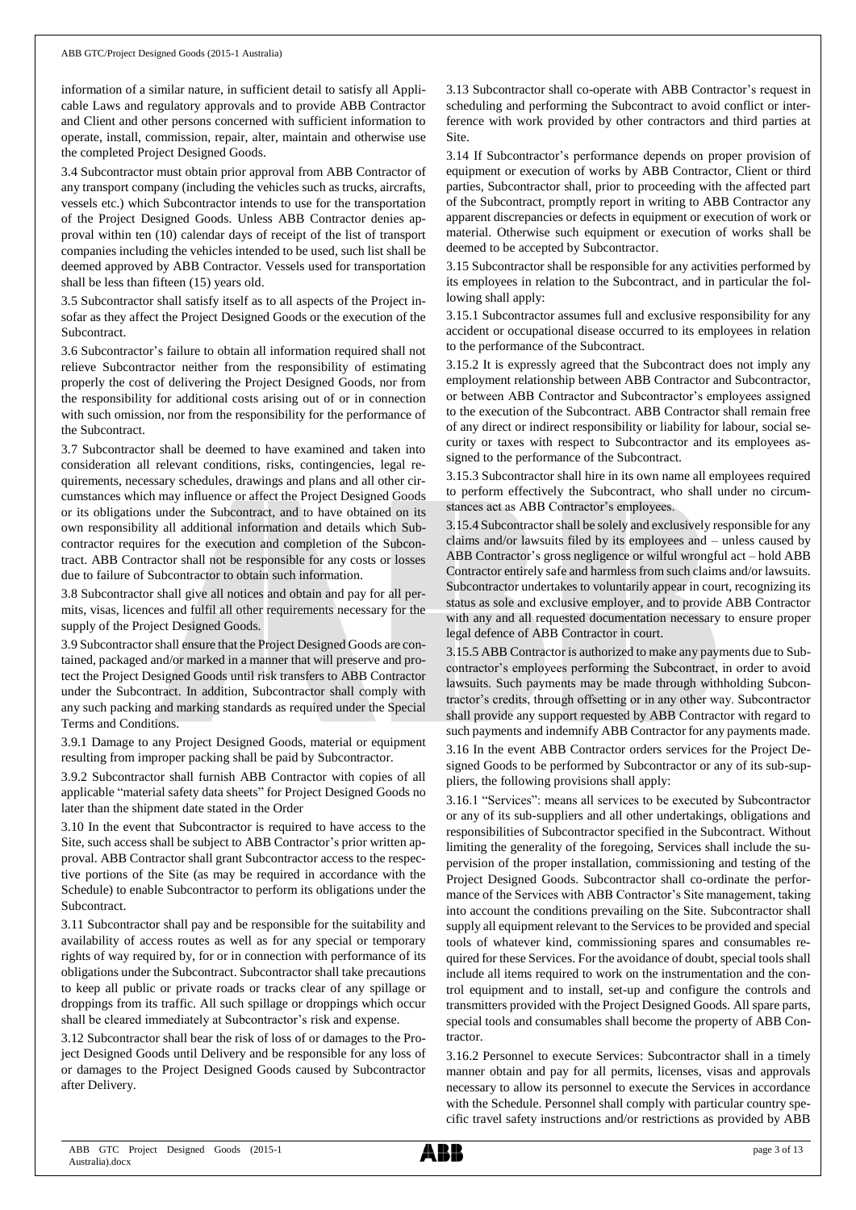information of a similar nature, in sufficient detail to satisfy all Applicable Laws and regulatory approvals and to provide ABB Contractor and Client and other persons concerned with sufficient information to operate, install, commission, repair, alter, maintain and otherwise use the completed Project Designed Goods.

3.4 Subcontractor must obtain prior approval from ABB Contractor of any transport company (including the vehicles such as trucks, aircrafts, vessels etc.) which Subcontractor intends to use for the transportation of the Project Designed Goods. Unless ABB Contractor denies approval within ten (10) calendar days of receipt of the list of transport companies including the vehicles intended to be used, such list shall be deemed approved by ABB Contractor. Vessels used for transportation shall be less than fifteen (15) years old.

3.5 Subcontractor shall satisfy itself as to all aspects of the Project insofar as they affect the Project Designed Goods or the execution of the Subcontract.

3.6 Subcontractor's failure to obtain all information required shall not relieve Subcontractor neither from the responsibility of estimating properly the cost of delivering the Project Designed Goods, nor from the responsibility for additional costs arising out of or in connection with such omission, nor from the responsibility for the performance of the Subcontract.

3.7 Subcontractor shall be deemed to have examined and taken into consideration all relevant conditions, risks, contingencies, legal requirements, necessary schedules, drawings and plans and all other circumstances which may influence or affect the Project Designed Goods or its obligations under the Subcontract, and to have obtained on its own responsibility all additional information and details which Subcontractor requires for the execution and completion of the Subcontract. ABB Contractor shall not be responsible for any costs or losses due to failure of Subcontractor to obtain such information.

3.8 Subcontractor shall give all notices and obtain and pay for all permits, visas, licences and fulfil all other requirements necessary for the supply of the Project Designed Goods.

3.9 Subcontractor shall ensure that the Project Designed Goods are contained, packaged and/or marked in a manner that will preserve and protect the Project Designed Goods until risk transfers to ABB Contractor under the Subcontract. In addition, Subcontractor shall comply with any such packing and marking standards as required under the Special Terms and Conditions.

3.9.1 Damage to any Project Designed Goods, material or equipment resulting from improper packing shall be paid by Subcontractor.

3.9.2 Subcontractor shall furnish ABB Contractor with copies of all applicable "material safety data sheets" for Project Designed Goods no later than the shipment date stated in the Order

3.10 In the event that Subcontractor is required to have access to the Site, such access shall be subject to ABB Contractor's prior written approval. ABB Contractor shall grant Subcontractor access to the respective portions of the Site (as may be required in accordance with the Schedule) to enable Subcontractor to perform its obligations under the Subcontract.

3.11 Subcontractor shall pay and be responsible for the suitability and availability of access routes as well as for any special or temporary rights of way required by, for or in connection with performance of its obligations under the Subcontract. Subcontractor shall take precautions to keep all public or private roads or tracks clear of any spillage or droppings from its traffic. All such spillage or droppings which occur shall be cleared immediately at Subcontractor's risk and expense.

3.12 Subcontractor shall bear the risk of loss of or damages to the Project Designed Goods until Delivery and be responsible for any loss of or damages to the Project Designed Goods caused by Subcontractor after Delivery.

3.13 Subcontractor shall co-operate with ABB Contractor's request in scheduling and performing the Subcontract to avoid conflict or interference with work provided by other contractors and third parties at Site.

3.14 If Subcontractor's performance depends on proper provision of equipment or execution of works by ABB Contractor, Client or third parties, Subcontractor shall, prior to proceeding with the affected part of the Subcontract, promptly report in writing to ABB Contractor any apparent discrepancies or defects in equipment or execution of work or material. Otherwise such equipment or execution of works shall be deemed to be accepted by Subcontractor.

3.15 Subcontractor shall be responsible for any activities performed by its employees in relation to the Subcontract, and in particular the following shall apply:

3.15.1 Subcontractor assumes full and exclusive responsibility for any accident or occupational disease occurred to its employees in relation to the performance of the Subcontract.

3.15.2 It is expressly agreed that the Subcontract does not imply any employment relationship between ABB Contractor and Subcontractor, or between ABB Contractor and Subcontractor's employees assigned to the execution of the Subcontract. ABB Contractor shall remain free of any direct or indirect responsibility or liability for labour, social security or taxes with respect to Subcontractor and its employees assigned to the performance of the Subcontract.

3.15.3 Subcontractor shall hire in its own name all employees required to perform effectively the Subcontract, who shall under no circumstances act as ABB Contractor's employees.

3.15.4 Subcontractor shall be solely and exclusively responsible for any claims and/or lawsuits filed by its employees and – unless caused by ABB Contractor's gross negligence or wilful wrongful act – hold ABB Contractor entirely safe and harmless from such claims and/or lawsuits. Subcontractor undertakes to voluntarily appear in court, recognizing its status as sole and exclusive employer, and to provide ABB Contractor with any and all requested documentation necessary to ensure proper legal defence of ABB Contractor in court.

3.15.5 ABB Contractor is authorized to make any payments due to Subcontractor's employees performing the Subcontract, in order to avoid lawsuits. Such payments may be made through withholding Subcontractor's credits, through offsetting or in any other way. Subcontractor shall provide any support requested by ABB Contractor with regard to such payments and indemnify ABB Contractor for any payments made.

3.16 In the event ABB Contractor orders services for the Project Designed Goods to be performed by Subcontractor or any of its sub-suppliers, the following provisions shall apply:

3.16.1 "Services": means all services to be executed by Subcontractor or any of its sub-suppliers and all other undertakings, obligations and responsibilities of Subcontractor specified in the Subcontract. Without limiting the generality of the foregoing, Services shall include the supervision of the proper installation, commissioning and testing of the Project Designed Goods. Subcontractor shall co-ordinate the performance of the Services with ABB Contractor's Site management, taking into account the conditions prevailing on the Site. Subcontractor shall supply all equipment relevant to the Services to be provided and special tools of whatever kind, commissioning spares and consumables required for these Services. For the avoidance of doubt, special tools shall include all items required to work on the instrumentation and the control equipment and to install, set-up and configure the controls and transmitters provided with the Project Designed Goods. All spare parts, special tools and consumables shall become the property of ABB Contractor.

3.16.2 Personnel to execute Services: Subcontractor shall in a timely manner obtain and pay for all permits, licenses, visas and approvals necessary to allow its personnel to execute the Services in accordance with the Schedule. Personnel shall comply with particular country specific travel safety instructions and/or restrictions as provided by ABB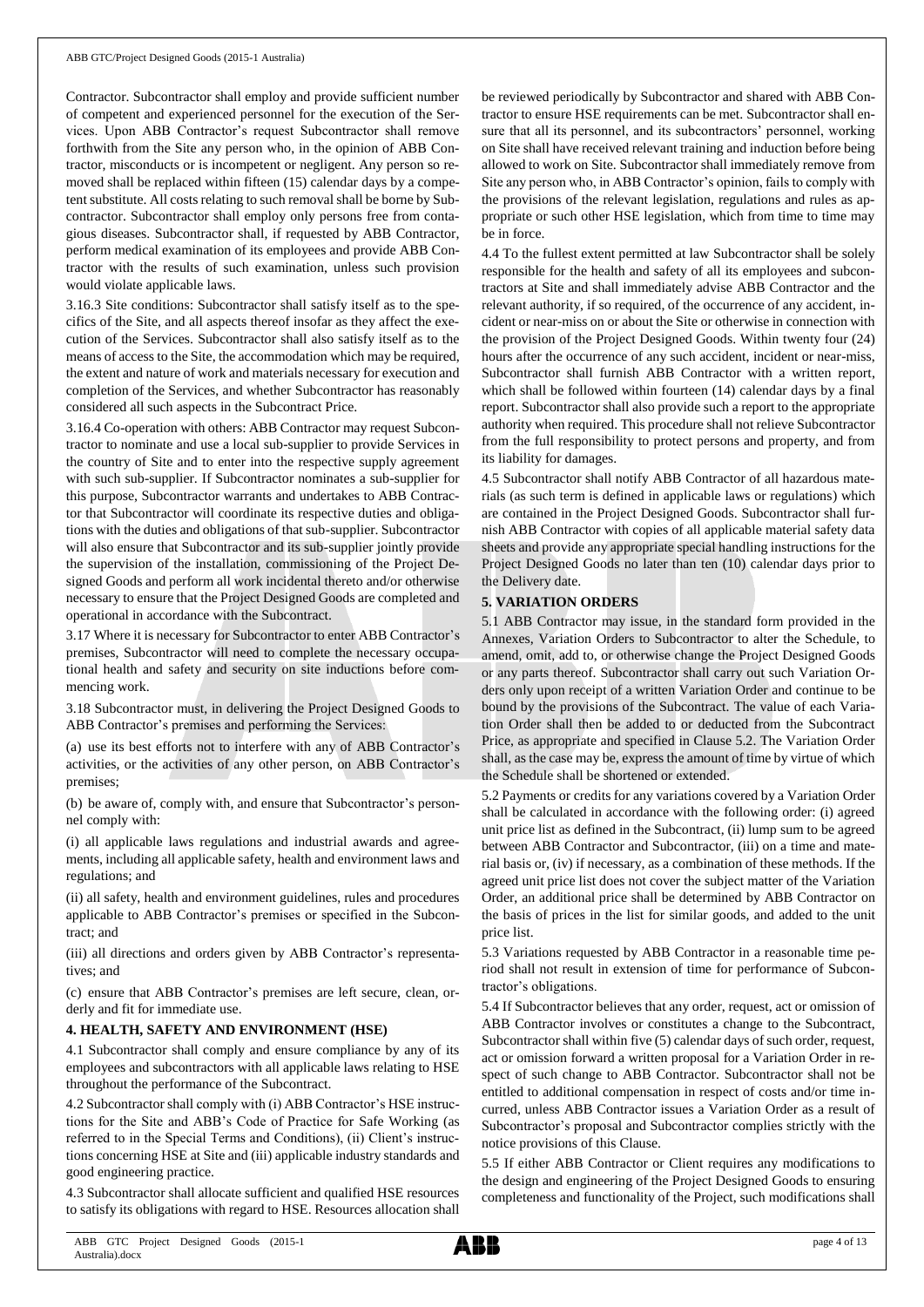Contractor. Subcontractor shall employ and provide sufficient number of competent and experienced personnel for the execution of the Services. Upon ABB Contractor's request Subcontractor shall remove forthwith from the Site any person who, in the opinion of ABB Contractor, misconducts or is incompetent or negligent. Any person so removed shall be replaced within fifteen (15) calendar days by a competent substitute. All costs relating to such removal shall be borne by Subcontractor. Subcontractor shall employ only persons free from contagious diseases. Subcontractor shall, if requested by ABB Contractor, perform medical examination of its employees and provide ABB Contractor with the results of such examination, unless such provision would violate applicable laws.

3.16.3 Site conditions: Subcontractor shall satisfy itself as to the specifics of the Site, and all aspects thereof insofar as they affect the execution of the Services. Subcontractor shall also satisfy itself as to the means of access to the Site, the accommodation which may be required, the extent and nature of work and materials necessary for execution and completion of the Services, and whether Subcontractor has reasonably considered all such aspects in the Subcontract Price.

3.16.4 Co-operation with others: ABB Contractor may request Subcontractor to nominate and use a local sub-supplier to provide Services in the country of Site and to enter into the respective supply agreement with such sub-supplier. If Subcontractor nominates a sub-supplier for this purpose, Subcontractor warrants and undertakes to ABB Contractor that Subcontractor will coordinate its respective duties and obligations with the duties and obligations of that sub-supplier. Subcontractor will also ensure that Subcontractor and its sub-supplier jointly provide the supervision of the installation, commissioning of the Project Designed Goods and perform all work incidental thereto and/or otherwise necessary to ensure that the Project Designed Goods are completed and operational in accordance with the Subcontract.

3.17 Where it is necessary for Subcontractor to enter ABB Contractor's premises, Subcontractor will need to complete the necessary occupational health and safety and security on site inductions before commencing work.

3.18 Subcontractor must, in delivering the Project Designed Goods to ABB Contractor's premises and performing the Services:

(a) use its best efforts not to interfere with any of ABB Contractor's activities, or the activities of any other person, on ABB Contractor's premises;

(b) be aware of, comply with, and ensure that Subcontractor's personnel comply with:

(i) all applicable laws regulations and industrial awards and agreements, including all applicable safety, health and environment laws and regulations; and

(ii) all safety, health and environment guidelines, rules and procedures applicable to ABB Contractor's premises or specified in the Subcontract; and

(iii) all directions and orders given by ABB Contractor's representatives; and

(c) ensure that ABB Contractor's premises are left secure, clean, orderly and fit for immediate use.

## 4. HEALTH, SAFETY AND ENVIRONMENT (HSE)

4.1 Subcontractor shall comply and ensure compliance by any of its employees and subcontractors with all applicable laws relating to HSE throughout the performance of the Subcontract.

4.2 Subcontractor shall comply with (i) ABB Contractor's HSE instructions for the Site and ABB's Code of Practice for Safe Working (as referred to in the Special Terms and Conditions), (ii) Client's instructions concerning HSE at Site and (iii) applicable industry standards and good engineering practice.

4.3 Subcontractor shall allocate sufficient and qualified HSE resources to satisfy its obligations with regard to HSE. Resources allocation shall be reviewed periodically by Subcontractor and shared with ABB Contractor to ensure HSE requirements can be met. Subcontractor shall ensure that all its personnel, and its subcontractors' personnel, working on Site shall have received relevant training and induction before being allowed to work on Site. Subcontractor shall immediately remove from Site any person who, in ABB Contractor's opinion, fails to comply with the provisions of the relevant legislation, regulations and rules as appropriate or such other HSE legislation, which from time to time may be in force.

4.4 To the fullest extent permitted at law Subcontractor shall be solely responsible for the health and safety of all its employees and subcontractors at Site and shall immediately advise ABB Contractor and the relevant authority, if so required, of the occurrence of any accident, incident or near-miss on or about the Site or otherwise in connection with the provision of the Project Designed Goods. Within twenty four (24) hours after the occurrence of any such accident, incident or near-miss, Subcontractor shall furnish ABB Contractor with a written report, which shall be followed within fourteen (14) calendar days by a final report. Subcontractor shall also provide such a report to the appropriate authority when required. This procedure shall not relieve Subcontractor from the full responsibility to protect persons and property, and from its liability for damages.

4.5 Subcontractor shall notify ABB Contractor of all hazardous materials (as such term is defined in applicable laws or regulations) which are contained in the Project Designed Goods. Subcontractor shall furnish ABB Contractor with copies of all applicable material safety data sheets and provide any appropriate special handling instructions for the Project Designed Goods no later than ten (10) calendar days prior to the Delivery date.

## 5. VARIATION ORDERS

5.1 ABB Contractor may issue, in the standard form provided in the Annexes, Variation Orders to Subcontractor to alter the Schedule, to amend, omit, add to, or otherwise change the Project Designed Goods or any parts thereof. Subcontractor shall carry out such Variation Orders only upon receipt of a written Variation Order and continue to be bound by the provisions of the Subcontract. The value of each Variation Order shall then be added to or deducted from the Subcontract Price, as appropriate and specified in Clause 5.2. The Variation Order shall, as the case may be, express the amount of time by virtue of which the Schedule shall be shortened or extended.

5.2 Payments or credits for any variations covered by a Variation Order shall be calculated in accordance with the following order: (i) agreed unit price list as defined in the Subcontract, (ii) lump sum to be agreed between ABB Contractor and Subcontractor, (iii) on a time and material basis or, (iv) if necessary, as a combination of these methods. If the agreed unit price list does not cover the subject matter of the Variation Order, an additional price shall be determined by ABB Contractor on the basis of prices in the list for similar goods, and added to the unit price list.

5.3 Variations requested by ABB Contractor in a reasonable time period shall not result in extension of time for performance of Subcontractor's obligations.

5.4 If Subcontractor believes that any order, request, act or omission of ABB Contractor involves or constitutes a change to the Subcontract, Subcontractor shall within five (5) calendar days of such order, request, act or omission forward a written proposal for a Variation Order in respect of such change to ABB Contractor. Subcontractor shall not be entitled to additional compensation in respect of costs and/or time incurred, unless ABB Contractor issues a Variation Order as a result of Subcontractor's proposal and Subcontractor complies strictly with the notice provisions of this Clause.

5.5 If either ABB Contractor or Client requires any modifications to the design and engineering of the Project Designed Goods to ensuring completeness and functionality of the Project, such modifications shall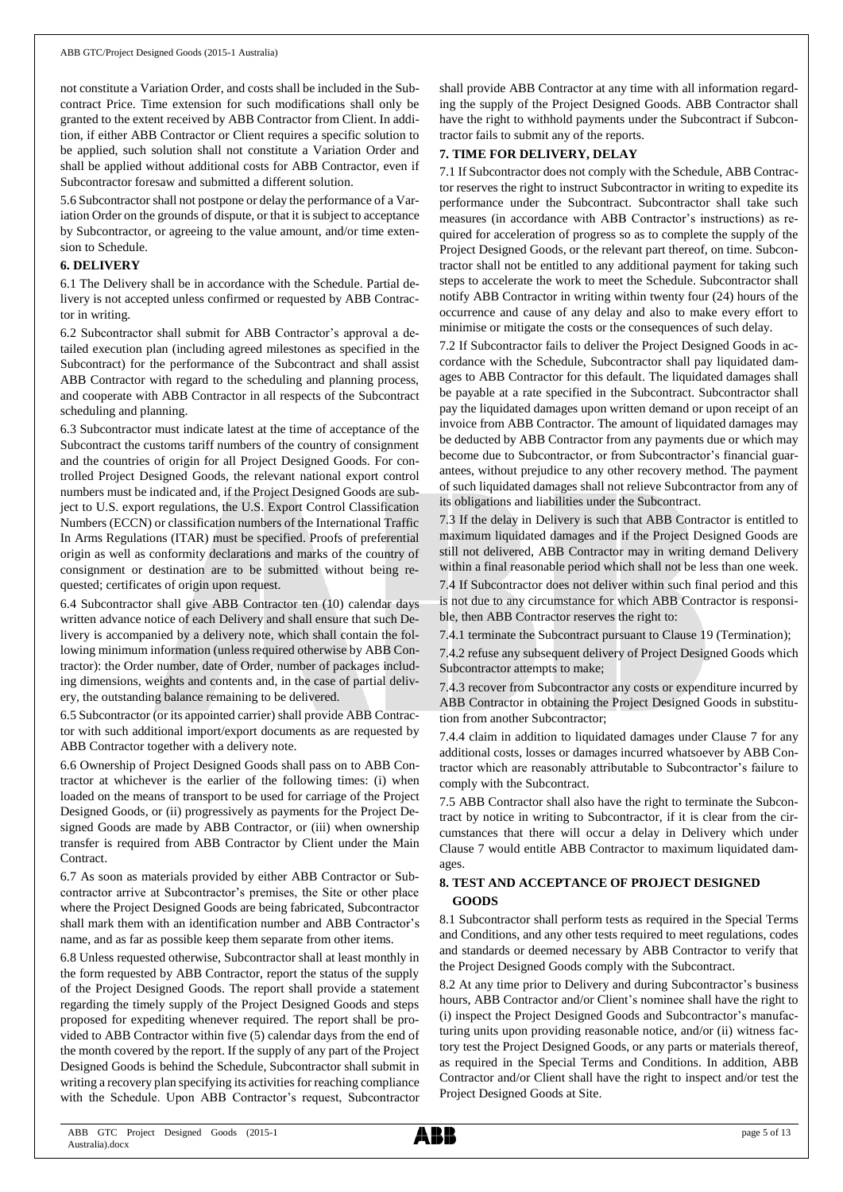not constitute a Variation Order, and costs shall be included in the Subcontract Price. Time extension for such modifications shall only be granted to the extent received by ABB Contractor from Client. In addition, if either ABB Contractor or Client requires a specific solution to be applied, such solution shall not constitute a Variation Order and shall be applied without additional costs for ABB Contractor, even if Subcontractor foresaw and submitted a different solution.

5.6 Subcontractor shall not postpone or delay the performance of a Variation Order on the grounds of dispute, or that it is subject to acceptance by Subcontractor, or agreeing to the value amount, and/or time extension to Schedule.

## 6. DELIVERY

6.1 The Delivery shall be in accordance with the Schedule. Partial delivery is not accepted unless confirmed or requested by ABB Contractor in writing.

6.2 Subcontractor shall submit for ABB Contractor's approval a detailed execution plan (including agreed milestones as specified in the Subcontract) for the performance of the Subcontract and shall assist ABB Contractor with regard to the scheduling and planning process, and cooperate with ABB Contractor in all respects of the Subcontract scheduling and planning.

6.3 Subcontractor must indicate latest at the time of acceptance of the Subcontract the customs tariff numbers of the country of consignment and the countries of origin for all Project Designed Goods. For controlled Project Designed Goods, the relevant national export control numbers must be indicated and, if the Project Designed Goods are subject to U.S. export regulations, the U.S. Export Control Classification Numbers (ECCN) or classification numbers of the International Traffic In Arms Regulations (ITAR) must be specified. Proofs of preferential origin as well as conformity declarations and marks of the country of consignment or destination are to be submitted without being requested; certificates of origin upon request.

6.4 Subcontractor shall give ABB Contractor ten (10) calendar days written advance notice of each Delivery and shall ensure that such Delivery is accompanied by a delivery note, which shall contain the following minimum information (unless required otherwise by ABB Contractor): the Order number, date of Order, number of packages including dimensions, weights and contents and, in the case of partial delivery, the outstanding balance remaining to be delivered.

6.5 Subcontractor (or its appointed carrier) shall provide ABB Contractor with such additional import/export documents as are requested by ABB Contractor together with a delivery note.

6.6 Ownership of Project Designed Goods shall pass on to ABB Contractor at whichever is the earlier of the following times: (i) when loaded on the means of transport to be used for carriage of the Project Designed Goods, or (ii) progressively as payments for the Project Designed Goods are made by ABB Contractor, or (iii) when ownership transfer is required from ABB Contractor by Client under the Main Contract.

6.7 As soon as materials provided by either ABB Contractor or Subcontractor arrive at Subcontractor's premises, the Site or other place where the Project Designed Goods are being fabricated, Subcontractor shall mark them with an identification number and ABB Contractor's name, and as far as possible keep them separate from other items.

6.8 Unless requested otherwise, Subcontractor shall at least monthly in the form requested by ABB Contractor, report the status of the supply of the Project Designed Goods. The report shall provide a statement regarding the timely supply of the Project Designed Goods and steps proposed for expediting whenever required. The report shall be provided to ABB Contractor within five (5) calendar days from the end of the month covered by the report. If the supply of any part of the Project Designed Goods is behind the Schedule, Subcontractor shall submit in writing a recovery plan specifying its activities for reaching compliance with the Schedule. Upon ABB Contractor's request, Subcontractor shall provide ABB Contractor at any time with all information regarding the supply of the Project Designed Goods. ABB Contractor shall have the right to withhold payments under the Subcontract if Subcontractor fails to submit any of the reports.

## 7. TIME FOR DELIVERY, DELAY

7.1 If Subcontractor does not comply with the Schedule, ABB Contractor reserves the right to instruct Subcontractor in writing to expedite its performance under the Subcontract. Subcontractor shall take such measures (in accordance with ABB Contractor's instructions) as required for acceleration of progress so as to complete the supply of the Project Designed Goods, or the relevant part thereof, on time. Subcontractor shall not be entitled to any additional payment for taking such steps to accelerate the work to meet the Schedule. Subcontractor shall notify ABB Contractor in writing within twenty four (24) hours of the occurrence and cause of any delay and also to make every effort to minimise or mitigate the costs or the consequences of such delay.

7.2 If Subcontractor fails to deliver the Project Designed Goods in accordance with the Schedule, Subcontractor shall pay liquidated damages to ABB Contractor for this default. The liquidated damages shall be payable at a rate specified in the Subcontract. Subcontractor shall pay the liquidated damages upon written demand or upon receipt of an invoice from ABB Contractor. The amount of liquidated damages may be deducted by ABB Contractor from any payments due or which may become due to Subcontractor, or from Subcontractor's financial guarantees, without prejudice to any other recovery method. The payment of such liquidated damages shall not relieve Subcontractor from any of its obligations and liabilities under the Subcontract.

7.3 If the delay in Delivery is such that ABB Contractor is entitled to maximum liquidated damages and if the Project Designed Goods are still not delivered, ABB Contractor may in writing demand Delivery within a final reasonable period which shall not be less than one week.

7.4 If Subcontractor does not deliver within such final period and this is not due to any circumstance for which ABB Contractor is responsible, then ABB Contractor reserves the right to:

7.4.1 terminate the Subcontract pursuant to Clause 19 (Termination);

7.4.2 refuse any subsequent delivery of Project Designed Goods which Subcontractor attempts to make;

7.4.3 recover from Subcontractor any costs or expenditure incurred by ABB Contractor in obtaining the Project Designed Goods in substitution from another Subcontractor;

7.4.4 claim in addition to liquidated damages under Clause 7 for any additional costs, losses or damages incurred whatsoever by ABB Contractor which are reasonably attributable to Subcontractor's failure to comply with the Subcontract.

7.5 ABB Contractor shall also have the right to terminate the Subcontract by notice in writing to Subcontractor, if it is clear from the circumstances that there will occur a delay in Delivery which under Clause 7 would entitle ABB Contractor to maximum liquidated damages.

## 8. TEST AND ACCEPTANCE OF PROJECT DESIGNED GOODS

8.1 Subcontractor shall perform tests as required in the Special Terms and Conditions, and any other tests required to meet regulations, codes and standards or deemed necessary by ABB Contractor to verify that the Project Designed Goods comply with the Subcontract.

8.2 At any time prior to Delivery and during Subcontractor's business hours, ABB Contractor and/or Client's nominee shall have the right to (i) inspect the Project Designed Goods and Subcontractor's manufacturing units upon providing reasonable notice, and/or (ii) witness factory test the Project Designed Goods, or any parts or materials thereof, as required in the Special Terms and Conditions. In addition, ABB Contractor and/or Client shall have the right to inspect and/or test the Project Designed Goods at Site.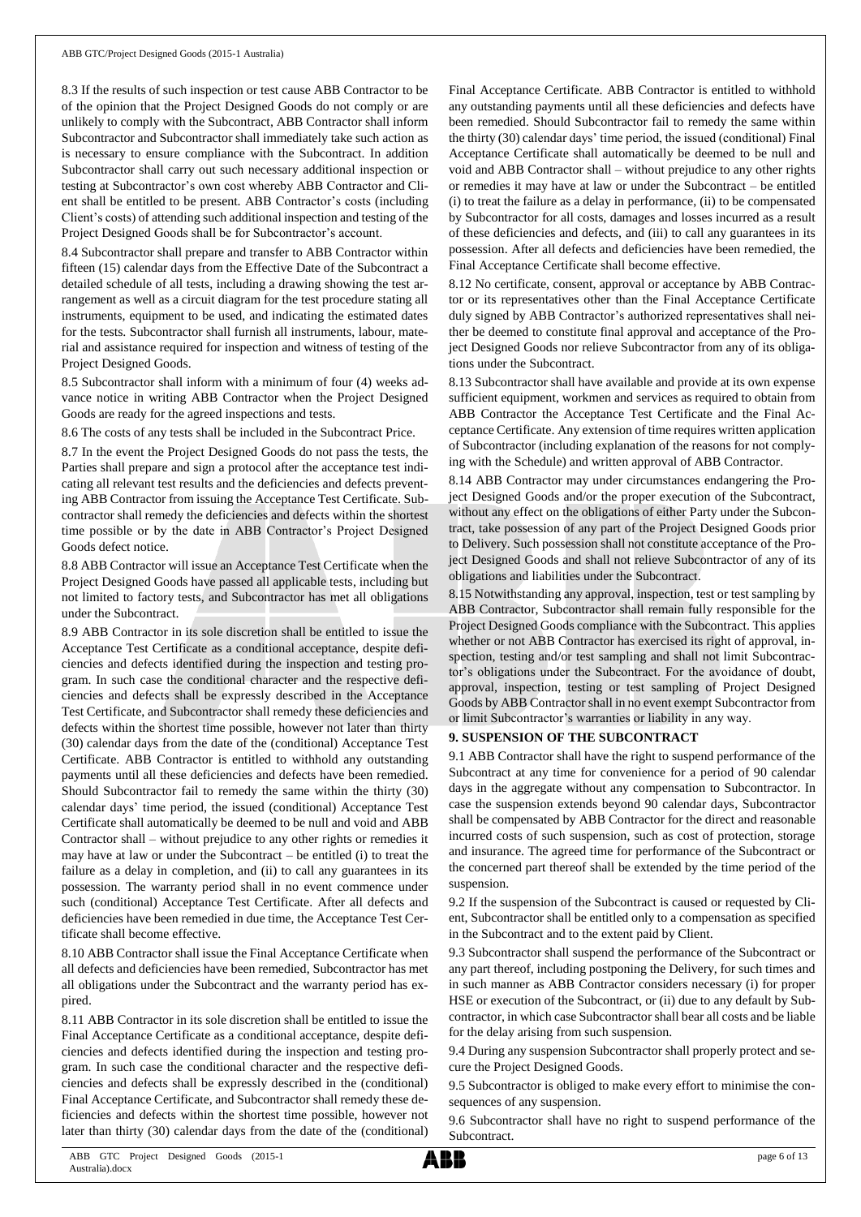8.3 If the results of such inspection or test cause ABB Contractor to be of the opinion that the Project Designed Goods do not comply or are unlikely to comply with the Subcontract, ABB Contractor shall inform Subcontractor and Subcontractor shall immediately take such action as is necessary to ensure compliance with the Subcontract. In addition Subcontractor shall carry out such necessary additional inspection or testing at Subcontractor's own cost whereby ABB Contractor and Client shall be entitled to be present. ABB Contractor's costs (including Client's costs) of attending such additional inspection and testing of the Project Designed Goods shall be for Subcontractor's account.

8.4 Subcontractor shall prepare and transfer to ABB Contractor within fifteen (15) calendar days from the Effective Date of the Subcontract a detailed schedule of all tests, including a drawing showing the test arrangement as well as a circuit diagram for the test procedure stating all instruments, equipment to be used, and indicating the estimated dates for the tests. Subcontractor shall furnish all instruments, labour, material and assistance required for inspection and witness of testing of the Project Designed Goods.

8.5 Subcontractor shall inform with a minimum of four (4) weeks advance notice in writing ABB Contractor when the Project Designed Goods are ready for the agreed inspections and tests.

8.6 The costs of any tests shall be included in the Subcontract Price.

8.7 In the event the Project Designed Goods do not pass the tests, the Parties shall prepare and sign a protocol after the acceptance test indicating all relevant test results and the deficiencies and defects preventing ABB Contractor from issuing the Acceptance Test Certificate. Subcontractor shall remedy the deficiencies and defects within the shortest time possible or by the date in ABB Contractor's Project Designed Goods defect notice.

8.8 ABB Contractor will issue an Acceptance Test Certificate when the Project Designed Goods have passed all applicable tests, including but not limited to factory tests, and Subcontractor has met all obligations under the Subcontract.

8.9 ABB Contractor in its sole discretion shall be entitled to issue the Acceptance Test Certificate as a conditional acceptance, despite deficiencies and defects identified during the inspection and testing program. In such case the conditional character and the respective deficiencies and defects shall be expressly described in the Acceptance Test Certificate, and Subcontractor shall remedy these deficiencies and defects within the shortest time possible, however not later than thirty (30) calendar days from the date of the (conditional) Acceptance Test Certificate. ABB Contractor is entitled to withhold any outstanding payments until all these deficiencies and defects have been remedied. Should Subcontractor fail to remedy the same within the thirty (30) calendar days' time period, the issued (conditional) Acceptance Test Certificate shall automatically be deemed to be null and void and ABB Contractor shall – without prejudice to any other rights or remedies it may have at law or under the Subcontract – be entitled (i) to treat the failure as a delay in completion, and (ii) to call any guarantees in its possession. The warranty period shall in no event commence under such (conditional) Acceptance Test Certificate. After all defects and deficiencies have been remedied in due time, the Acceptance Test Certificate shall become effective.

8.10 ABB Contractor shall issue the Final Acceptance Certificate when all defects and deficiencies have been remedied, Subcontractor has met all obligations under the Subcontract and the warranty period has expired.

8.11 ABB Contractor in its sole discretion shall be entitled to issue the Final Acceptance Certificate as a conditional acceptance, despite deficiencies and defects identified during the inspection and testing program. In such case the conditional character and the respective deficiencies and defects shall be expressly described in the (conditional) Final Acceptance Certificate, and Subcontractor shall remedy these deficiencies and defects within the shortest time possible, however not later than thirty (30) calendar days from the date of the (conditional) Final Acceptance Certificate. ABB Contractor is entitled to withhold any outstanding payments until all these deficiencies and defects have been remedied. Should Subcontractor fail to remedy the same within the thirty (30) calendar days' time period, the issued (conditional) Final Acceptance Certificate shall automatically be deemed to be null and void and ABB Contractor shall – without prejudice to any other rights or remedies it may have at law or under the Subcontract – be entitled (i) to treat the failure as a delay in performance, (ii) to be compensated by Subcontractor for all costs, damages and losses incurred as a result of these deficiencies and defects, and (iii) to call any guarantees in its possession. After all defects and deficiencies have been remedied, the Final Acceptance Certificate shall become effective.

8.12 No certificate, consent, approval or acceptance by ABB Contractor or its representatives other than the Final Acceptance Certificate duly signed by ABB Contractor's authorized representatives shall neither be deemed to constitute final approval and acceptance of the Project Designed Goods nor relieve Subcontractor from any of its obligations under the Subcontract.

8.13 Subcontractor shall have available and provide at its own expense sufficient equipment, workmen and services as required to obtain from ABB Contractor the Acceptance Test Certificate and the Final Acceptance Certificate. Any extension of time requires written application of Subcontractor (including explanation of the reasons for not complying with the Schedule) and written approval of ABB Contractor.

8.14 ABB Contractor may under circumstances endangering the Project Designed Goods and/or the proper execution of the Subcontract, without any effect on the obligations of either Party under the Subcontract, take possession of any part of the Project Designed Goods prior to Delivery. Such possession shall not constitute acceptance of the Project Designed Goods and shall not relieve Subcontractor of any of its obligations and liabilities under the Subcontract.

8.15 Notwithstanding any approval, inspection, test or test sampling by ABB Contractor, Subcontractor shall remain fully responsible for the Project Designed Goods compliance with the Subcontract. This applies whether or not ABB Contractor has exercised its right of approval, inspection, testing and/or test sampling and shall not limit Subcontractor's obligations under the Subcontract. For the avoidance of doubt, approval, inspection, testing or test sampling of Project Designed Goods by ABB Contractor shall in no event exempt Subcontractor from or limit Subcontractor's warranties or liability in any way.

## 9. SUSPENSION OF THE SUBCONTRACT

9.1 ABB Contractor shall have the right to suspend performance of the Subcontract at any time for convenience for a period of 90 calendar days in the aggregate without any compensation to Subcontractor. In case the suspension extends beyond 90 calendar days, Subcontractor shall be compensated by ABB Contractor for the direct and reasonable incurred costs of such suspension, such as cost of protection, storage and insurance. The agreed time for performance of the Subcontract or the concerned part thereof shall be extended by the time period of the suspension.

9.2 If the suspension of the Subcontract is caused or requested by Client, Subcontractor shall be entitled only to a compensation as specified in the Subcontract and to the extent paid by Client.

9.3 Subcontractor shall suspend the performance of the Subcontract or any part thereof, including postponing the Delivery, for such times and in such manner as ABB Contractor considers necessary (i) for proper HSE or execution of the Subcontract, or (ii) due to any default by Subcontractor, in which case Subcontractor shall bear all costs and be liable for the delay arising from such suspension.

9.4 During any suspension Subcontractor shall properly protect and secure the Project Designed Goods.

9.5 Subcontractor is obliged to make every effort to minimise the consequences of any suspension.

9.6 Subcontractor shall have no right to suspend performance of the Subcontract.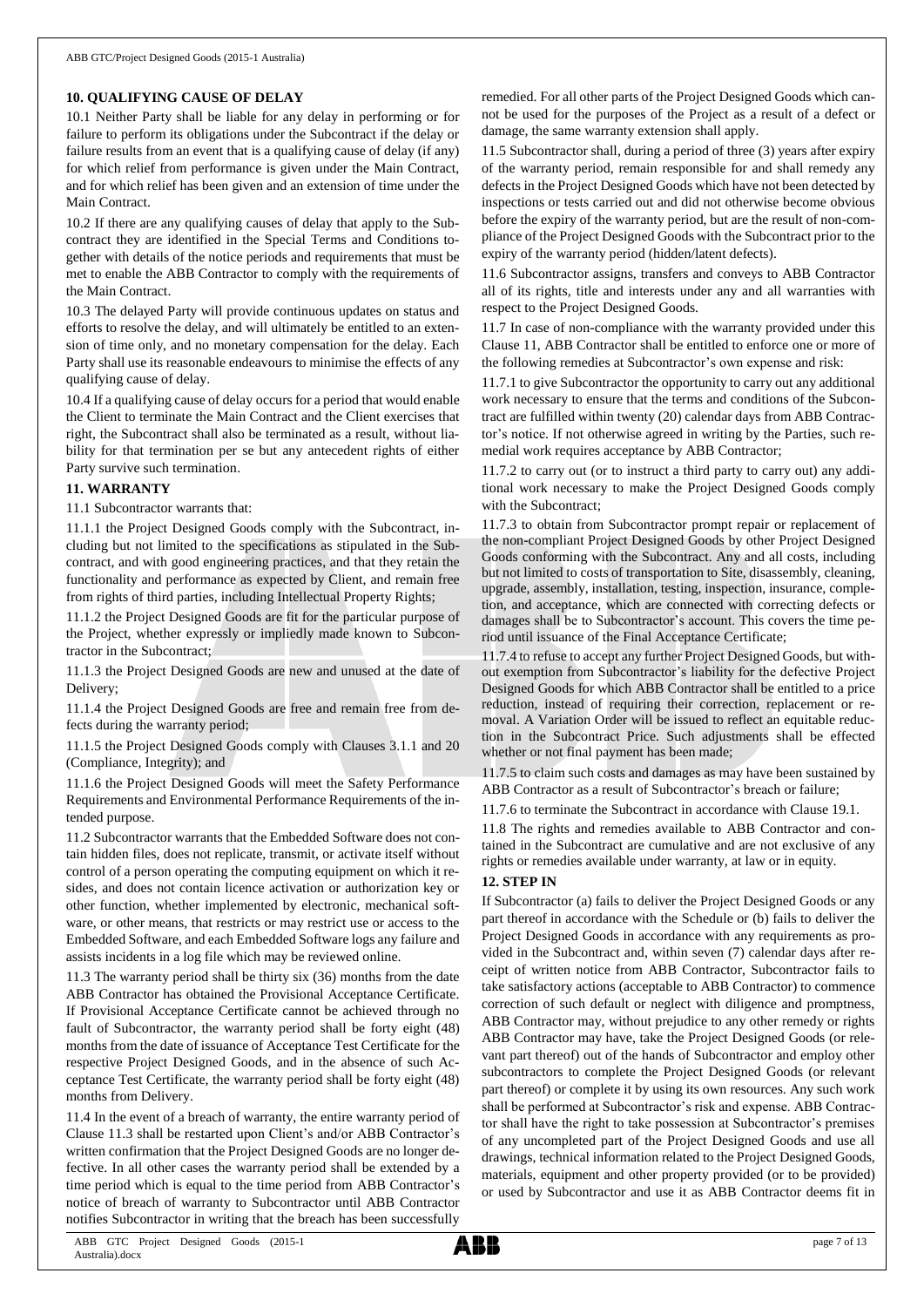## 10. QUALIFYING CAUSE OF DELAY

10.1 Neither Party shall be liable for any delay in performing or for failure to perform its obligations under the Subcontract if the delay or failure results from an event that is a qualifying cause of delay (if any) for which relief from performance is given under the Main Contract, and for which relief has been given and an extension of time under the Main Contract.

10.2 If there are any qualifying causes of delay that apply to the Subcontract they are identified in the Special Terms and Conditions together with details of the notice periods and requirements that must be met to enable the ABB Contractor to comply with the requirements of the Main Contract.

10.3 The delayed Party will provide continuous updates on status and efforts to resolve the delay, and will ultimately be entitled to an extension of time only, and no monetary compensation for the delay. Each Party shall use its reasonable endeavours to minimise the effects of any qualifying cause of delay.

10.4 If a qualifying cause of delay occurs for a period that would enable the Client to terminate the Main Contract and the Client exercises that right, the Subcontract shall also be terminated as a result, without liability for that termination per se but any antecedent rights of either Party survive such termination.

## 11. WARRANTY

11.1 Subcontractor warrants that:

11.1.1 the Project Designed Goods comply with the Subcontract, including but not limited to the specifications as stipulated in the Subcontract, and with good engineering practices, and that they retain the functionality and performance as expected by Client, and remain free from rights of third parties, including Intellectual Property Rights;

11.1.2 the Project Designed Goods are fit for the particular purpose of the Project, whether expressly or impliedly made known to Subcontractor in the Subcontract;

11.1.3 the Project Designed Goods are new and unused at the date of Delivery;

11.1.4 the Project Designed Goods are free and remain free from defects during the warranty period;

11.1.5 the Project Designed Goods comply with Clauses 3.1.1 and 20 (Compliance, Integrity); and

11.1.6 the Project Designed Goods will meet the Safety Performance Requirements and Environmental Performance Requirements of the intended purpose.

11.2 Subcontractor warrants that the Embedded Software does not contain hidden files, does not replicate, transmit, or activate itself without control of a person operating the computing equipment on which it resides, and does not contain licence activation or authorization key or other function, whether implemented by electronic, mechanical software, or other means, that restricts or may restrict use or access to the Embedded Software, and each Embedded Software logs any failure and assists incidents in a log file which may be reviewed online.

11.3 The warranty period shall be thirty six (36) months from the date ABB Contractor has obtained the Provisional Acceptance Certificate. If Provisional Acceptance Certificate cannot be achieved through no fault of Subcontractor, the warranty period shall be forty eight (48) months from the date of issuance of Acceptance Test Certificate for the respective Project Designed Goods, and in the absence of such Acceptance Test Certificate, the warranty period shall be forty eight (48) months from Delivery.

11.4 In the event of a breach of warranty, the entire warranty period of Clause 11.3 shall be restarted upon Client's and/or ABB Contractor's written confirmation that the Project Designed Goods are no longer defective. In all other cases the warranty period shall be extended by a time period which is equal to the time period from ABB Contractor's notice of breach of warranty to Subcontractor until ABB Contractor notifies Subcontractor in writing that the breach has been successfully remedied. For all other parts of the Project Designed Goods which cannot be used for the purposes of the Project as a result of a defect or damage, the same warranty extension shall apply.

11.5 Subcontractor shall, during a period of three (3) years after expiry of the warranty period, remain responsible for and shall remedy any defects in the Project Designed Goods which have not been detected by inspections or tests carried out and did not otherwise become obvious before the expiry of the warranty period, but are the result of non-compliance of the Project Designed Goods with the Subcontract prior to the expiry of the warranty period (hidden/latent defects).

11.6 Subcontractor assigns, transfers and conveys to ABB Contractor all of its rights, title and interests under any and all warranties with respect to the Project Designed Goods.

11.7 In case of non-compliance with the warranty provided under this Clause 11, ABB Contractor shall be entitled to enforce one or more of the following remedies at Subcontractor's own expense and risk:

11.7.1 to give Subcontractor the opportunity to carry out any additional work necessary to ensure that the terms and conditions of the Subcontract are fulfilled within twenty (20) calendar days from ABB Contractor's notice. If not otherwise agreed in writing by the Parties, such remedial work requires acceptance by ABB Contractor;

11.7.2 to carry out (or to instruct a third party to carry out) any additional work necessary to make the Project Designed Goods comply with the Subcontract;

11.7.3 to obtain from Subcontractor prompt repair or replacement of the non-compliant Project Designed Goods by other Project Designed Goods conforming with the Subcontract. Any and all costs, including but not limited to costs of transportation to Site, disassembly, cleaning, upgrade, assembly, installation, testing, inspection, insurance, completion, and acceptance, which are connected with correcting defects or damages shall be to Subcontractor's account. This covers the time period until issuance of the Final Acceptance Certificate;

11.7.4 to refuse to accept any further Project Designed Goods, but without exemption from Subcontractor's liability for the defective Project Designed Goods for which ABB Contractor shall be entitled to a price reduction, instead of requiring their correction, replacement or removal. A Variation Order will be issued to reflect an equitable reduction in the Subcontract Price. Such adjustments shall be effected whether or not final payment has been made;

11.7.5 to claim such costs and damages as may have been sustained by ABB Contractor as a result of Subcontractor's breach or failure;

11.7.6 to terminate the Subcontract in accordance with Clause 19.1.

11.8 The rights and remedies available to ABB Contractor and contained in the Subcontract are cumulative and are not exclusive of any rights or remedies available under warranty, at law or in equity.

## 12. STEP IN

If Subcontractor (a) fails to deliver the Project Designed Goods or any part thereof in accordance with the Schedule or (b) fails to deliver the Project Designed Goods in accordance with any requirements as provided in the Subcontract and, within seven (7) calendar days after receipt of written notice from ABB Contractor, Subcontractor fails to take satisfactory actions (acceptable to ABB Contractor) to commence correction of such default or neglect with diligence and promptness, ABB Contractor may, without prejudice to any other remedy or rights ABB Contractor may have, take the Project Designed Goods (or relevant part thereof) out of the hands of Subcontractor and employ other subcontractors to complete the Project Designed Goods (or relevant part thereof) or complete it by using its own resources. Any such work shall be performed at Subcontractor's risk and expense. ABB Contractor shall have the right to take possession at Subcontractor's premises of any uncompleted part of the Project Designed Goods and use all drawings, technical information related to the Project Designed Goods, materials, equipment and other property provided (or to be provided) or used by Subcontractor and use it as ABB Contractor deems fit in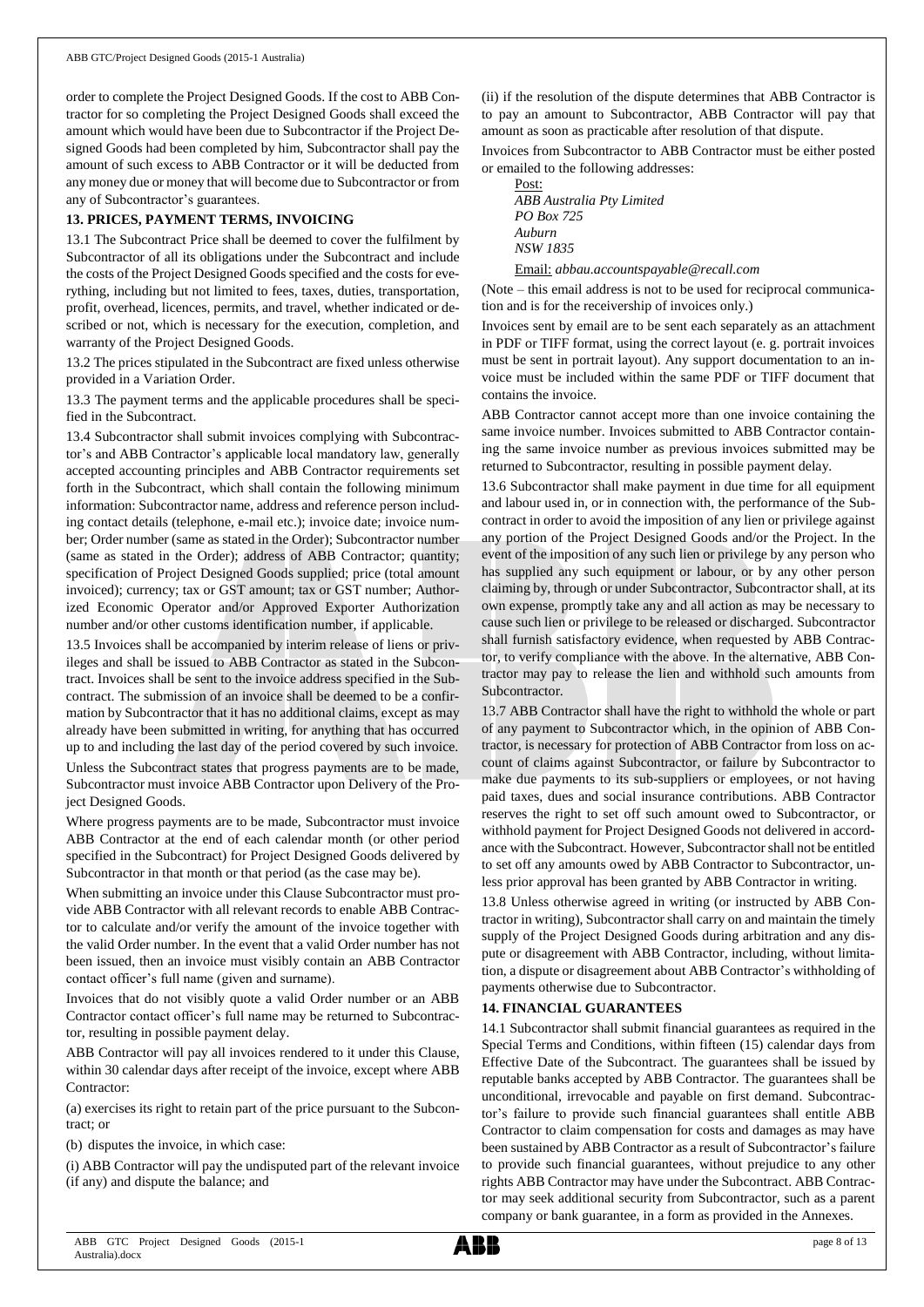order to complete the Project Designed Goods. If the cost to ABB Contractor for so completing the Project Designed Goods shall exceed the amount which would have been due to Subcontractor if the Project Designed Goods had been completed by him, Subcontractor shall pay the amount of such excess to ABB Contractor or it will be deducted from any money due or money that will become due to Subcontractor or from any of Subcontractor's guarantees.

**13. PRICES, PAYMENT TERMS, INVOICING**

13.1 The Subcontract Price shall be deemed to cover the fulfilment by Subcontractor of all its obligations under the Subcontract and include the costs of the Project Designed Goods specified and the costs for everything, including but not limited to fees, taxes, duties, transportation, profit, overhead, licences, permits, and travel, whether indicated or described or not, which is necessary for the execution, completion, and warranty of the Project Designed Goods.

13.2 The prices stipulated in the Subcontract are fixed unless otherwise provided in a Variation Order.

13.3 The payment terms and the applicable procedures shall be specified in the Subcontract.

13.4 Subcontractor shall submit invoices complying with Subcontractor's and ABB Contractor's applicable local mandatory law, generally accepted accounting principles and ABB Contractor requirements set forth in the Subcontract, which shall contain the following minimum information: Subcontractor name, address and reference person including contact details (telephone, e-mail etc.); invoice date; invoice number; Order number (same as stated in the Order); Subcontractor number (same as stated in the Order); address of ABB Contractor; quantity; specification of Project Designed Goods supplied; price (total amount invoiced); currency; tax or GST amount; tax or GST number; Authorized Economic Operator and/or Approved Exporter Authorization number and/or other customs identification number, if applicable.

13.5 Invoices shall be accompanied by interim release of liens or privileges and shall be issued to ABB Contractor as stated in the Subcontract. Invoices shall be sent to the invoice address specified in the Subcontract. The submission of an invoice shall be deemed to be a confirmation by Subcontractor that it has no additional claims, except as may already have been submitted in writing, for anything that has occurred up to and including the last day of the period covered by such invoice.

Unless the Subcontract states that progress payments are to be made, Subcontractor must invoice ABB Contractor upon Delivery of the Project Designed Goods.

Where progress payments are to be made, Subcontractor must invoice ABB Contractor at the end of each calendar month (or other period specified in the Subcontract) for Project Designed Goods delivered by Subcontractor in that month or that period (as the case may be).

When submitting an invoice under this Clause Subcontractor must provide ABB Contractor with all relevant records to enable ABB Contractor to calculate and/or verify the amount of the invoice together with the valid Order number. In the event that a valid Order number has not been issued, then an invoice must visibly contain an ABB Contractor contact officer's full name (given and surname).

Invoices that do not visibly quote a valid Order number or an ABB Contractor contact officer's full name may be returned to Subcontractor, resulting in possible payment delay.

ABB Contractor will pay all invoices rendered to it under this Clause, within 30 calendar days after receipt of the invoice, except where ABB Contractor:

(a) exercises its right to retain part of the price pursuant to the Subcontract; or

(b) disputes the invoice, in which case:

(i) ABB Contractor will pay the undisputed part of the relevant invoice (if any) and dispute the balance; and

(ii) if the resolution of the dispute determines that ABB Contractor is to pay an amount to Subcontractor, ABB Contractor will pay that amount as soon as practicable after resolution of that dispute.

Invoices from Subcontractor to ABB Contractor must be either posted or emailed to the following addresses:

Post:
*ABB Australia Pty Limited*
*PO Box 725*
*Auburn*
*NSW 1835*

Email: *abbau.accountspayable@recall.com*

(Note – this email address is not to be used for reciprocal communication and is for the receivership of invoices only.)

Invoices sent by email are to be sent each separately as an attachment in PDF or TIFF format, using the correct layout (e. g. portrait invoices must be sent in portrait layout). Any support documentation to an invoice must be included within the same PDF or TIFF document that contains the invoice.

ABB Contractor cannot accept more than one invoice containing the same invoice number. Invoices submitted to ABB Contractor containing the same invoice number as previous invoices submitted may be returned to Subcontractor, resulting in possible payment delay.

13.6 Subcontractor shall make payment in due time for all equipment and labour used in, or in connection with, the performance of the Subcontract in order to avoid the imposition of any lien or privilege against any portion of the Project Designed Goods and/or the Project. In the event of the imposition of any such lien or privilege by any person who has supplied any such equipment or labour, or by any other person claiming by, through or under Subcontractor, Subcontractor shall, at its own expense, promptly take any and all action as may be necessary to cause such lien or privilege to be released or discharged. Subcontractor shall furnish satisfactory evidence, when requested by ABB Contractor, to verify compliance with the above. In the alternative, ABB Contractor may pay to release the lien and withhold such amounts from Subcontractor.

13.7 ABB Contractor shall have the right to withhold the whole or part of any payment to Subcontractor which, in the opinion of ABB Contractor, is necessary for protection of ABB Contractor from loss on account of claims against Subcontractor, or failure by Subcontractor to make due payments to its sub-suppliers or employees, or not having paid taxes, dues and social insurance contributions. ABB Contractor reserves the right to set off such amount owed to Subcontractor, or withhold payment for Project Designed Goods not delivered in accordance with the Subcontract. However, Subcontractor shall not be entitled to set off any amounts owed by ABB Contractor to Subcontractor, unless prior approval has been granted by ABB Contractor in writing.

13.8 Unless otherwise agreed in writing (or instructed by ABB Contractor in writing), Subcontractor shall carry on and maintain the timely supply of the Project Designed Goods during arbitration and any dispute or disagreement with ABB Contractor, including, without limitation, a dispute or disagreement about ABB Contractor's withholding of payments otherwise due to Subcontractor.

**14. FINANCIAL GUARANTEES**

14.1 Subcontractor shall submit financial guarantees as required in the Special Terms and Conditions, within fifteen (15) calendar days from Effective Date of the Subcontract. The guarantees shall be issued by reputable banks accepted by ABB Contractor. The guarantees shall be unconditional, irrevocable and payable on first demand. Subcontractor's failure to provide such financial guarantees shall entitle ABB Contractor to claim compensation for costs and damages as may have been sustained by ABB Contractor as a result of Subcontractor's failure to provide such financial guarantees, without prejudice to any other rights ABB Contractor may have under the Subcontract. ABB Contractor may seek additional security from Subcontractor, such as a parent company or bank guarantee, in a form as provided in the Annexes.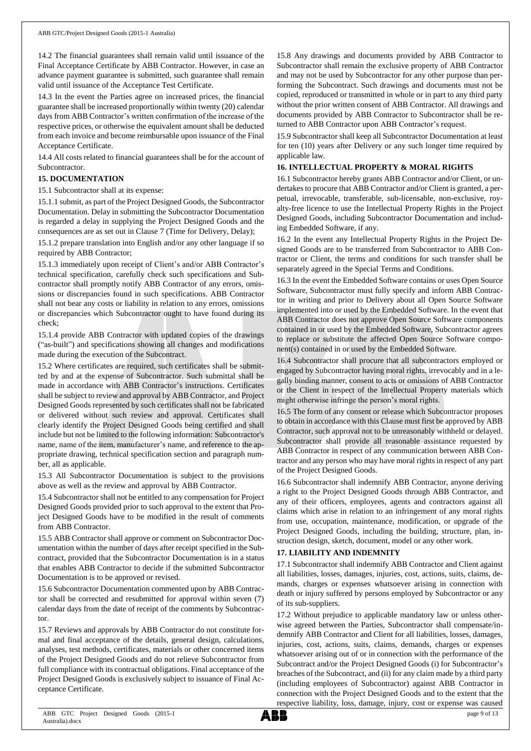14.2 The financial guarantees shall remain valid until issuance of the Final Acceptance Certificate by ABB Contractor. However, in case an advance payment guarantee is submitted, such guarantee shall remain valid until issuance of the Acceptance Test Certificate.

14.3 In the event the Parties agree on increased prices, the financial guarantee shall be increased proportionally within twenty (20) calendar days from ABB Contractor's written confirmation of the increase of the respective prices, or otherwise the equivalent amount shall be deducted from each invoice and become reimbursable upon issuance of the Final Acceptance Certificate.

14.4 All costs related to financial guarantees shall be for the account of Subcontractor.

**15. DOCUMENTATION**

15.1 Subcontractor shall at its expense:

15.1.1 submit, as part of the Project Designed Goods, the Subcontractor Documentation. Delay in submitting the Subcontractor Documentation is regarded a delay in supplying the Project Designed Goods and the consequences are as set out in Clause 7 (Time for Delivery, Delay);

15.1.2 prepare translation into English and/or any other language if so required by ABB Contractor;

15.1.3 immediately upon receipt of Client's and/or ABB Contractor's technical specification, carefully check such specifications and Subcontractor shall promptly notify ABB Contractor of any errors, omissions or discrepancies found in such specifications. ABB Contractor shall not bear any costs or liability in relation to any errors, omissions or discrepancies which Subcontractor ought to have found during its check;

15.1.4 provide ABB Contractor with updated copies of the drawings ("as-built") and specifications showing all changes and modifications made during the execution of the Subcontract.

15.2 Where certificates are required, such certificates shall be submitted by and at the expense of Subcontractor. Such submittal shall be made in accordance with ABB Contractor's instructions. Certificates shall be subject to review and approval by ABB Contractor, and Project Designed Goods represented by such certificates shall not be fabricated or delivered without such review and approval. Certificates shall clearly identify the Project Designed Goods being certified and shall include but not be limited to the following information: Subcontractor's name, name of the item, manufacturer's name, and reference to the appropriate drawing, technical specification section and paragraph number, all as applicable.

15.3 All Subcontractor Documentation is subject to the provisions above as well as the review and approval by ABB Contractor.

15.4 Subcontractor shall not be entitled to any compensation for Project Designed Goods provided prior to such approval to the extent that Project Designed Goods have to be modified in the result of comments from ABB Contractor.

15.5 ABB Contractor shall approve or comment on Subcontractor Documentation within the number of days after receipt specified in the Subcontract, provided that the Subcontractor Documentation is in a status that enables ABB Contractor to decide if the submitted Subcontractor Documentation is to be approved or revised.

15.6 Subcontractor Documentation commented upon by ABB Contractor shall be corrected and resubmitted for approval within seven (7) calendar days from the date of receipt of the comments by Subcontractor.

15.7 Reviews and approvals by ABB Contractor do not constitute formal and final acceptance of the details, general design, calculations, analyses, test methods, certificates, materials or other concerned items of the Project Designed Goods and do not relieve Subcontractor from full compliance with its contractual obligations. Final acceptance of the Project Designed Goods is exclusively subject to issuance of Final Acceptance Certificate.

15.8 Any drawings and documents provided by ABB Contractor to Subcontractor shall remain the exclusive property of ABB Contractor and may not be used by Subcontractor for any other purpose than performing the Subcontract. Such drawings and documents must not be copied, reproduced or transmitted in whole or in part to any third party without the prior written consent of ABB Contractor. All drawings and documents provided by ABB Contractor to Subcontractor shall be returned to ABB Contractor upon ABB Contractor's request.

15.9 Subcontractor shall keep all Subcontractor Documentation at least for ten (10) years after Delivery or any such longer time required by applicable law.

**16. INTELLECTUAL PROPERTY & MORAL RIGHTS**

16.1 Subcontractor hereby grants ABB Contractor and/or Client, or undertakes to procure that ABB Contractor and/or Client is granted, a perpetual, irrevocable, transferable, sub-licensable, non-exclusive, royalty-free licence to use the Intellectual Property Rights in the Project Designed Goods, including Subcontractor Documentation and including Embedded Software, if any.

16.2 In the event any Intellectual Property Rights in the Project Designed Goods are to be transferred from Subcontractor to ABB Contractor or Client, the terms and conditions for such transfer shall be separately agreed in the Special Terms and Conditions.

16.3 In the event the Embedded Software contains or uses Open Source Software, Subcontractor must fully specify and inform ABB Contractor in writing and prior to Delivery about all Open Source Software implemented into or used by the Embedded Software. In the event that ABB Contractor does not approve Open Source Software components contained in or used by the Embedded Software, Subcontractor agrees to replace or substitute the affected Open Source Software component(s) contained in or used by the Embedded Software.

16.4 Subcontractor shall procure that all subcontractors employed or engaged by Subcontractor having moral rights, irrevocably and in a legally binding manner, consent to acts or omissions of ABB Contractor or the Client in respect of the Intellectual Property materials which might otherwise infringe the person's moral rights.

16.5 The form of any consent or release which Subcontractor proposes to obtain in accordance with this Clause must first be approved by ABB Contractor, such approval not to be unreasonably withheld or delayed. Subcontractor shall provide all reasonable assistance requested by ABB Contractor in respect of any communication between ABB Contractor and any person who may have moral rights in respect of any part of the Project Designed Goods.

16.6 Subcontractor shall indemnify ABB Contractor, anyone deriving a right to the Project Designed Goods through ABB Contractor, and any of their officers, employees, agents and contractors against all claims which arise in relation to an infringement of any moral rights from use, occupation, maintenance, modification, or upgrade of the Project Designed Goods, including the building, structure, plan, instruction design, sketch, document, model or any other work.

**17. LIABILITY AND INDEMNITY**

17.1 Subcontractor shall indemnify ABB Contractor and Client against all liabilities, losses, damages, injuries, cost, actions, suits, claims, demands, charges or expenses whatsoever arising in connection with death or injury suffered by persons employed by Subcontractor or any of its sub-suppliers.

17.2 Without prejudice to applicable mandatory law or unless otherwise agreed between the Parties, Subcontractor shall compensate/indemnify ABB Contractor and Client for all liabilities, losses, damages, injuries, cost, actions, suits, claims, demands, charges or expenses whatsoever arising out of or in connection with the performance of the Subcontract and/or the Project Designed Goods (i) for Subcontractor's breaches of the Subcontract, and (ii) for any claim made by a third party (including employees of Subcontractor) against ABB Contractor in connection with the Project Designed Goods and to the extent that the respective liability, loss, damage, injury, cost or expense was caused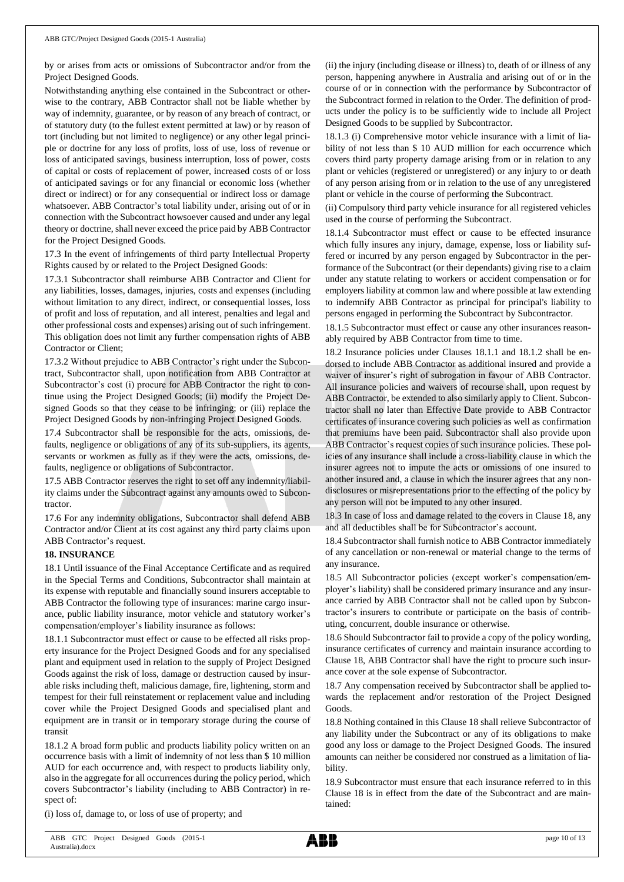by or arises from acts or omissions of Subcontractor and/or from the Project Designed Goods.

Notwithstanding anything else contained in the Subcontract or otherwise to the contrary, ABB Contractor shall not be liable whether by way of indemnity, guarantee, or by reason of any breach of contract, or of statutory duty (to the fullest extent permitted at law) or by reason of tort (including but not limited to negligence) or any other legal principle or doctrine for any loss of profits, loss of use, loss of revenue or loss of anticipated savings, business interruption, loss of power, costs of capital or costs of replacement of power, increased costs of or loss of anticipated savings or for any financial or economic loss (whether direct or indirect) or for any consequential or indirect loss or damage whatsoever. ABB Contractor's total liability under, arising out of or in connection with the Subcontract howsoever caused and under any legal theory or doctrine, shall never exceed the price paid by ABB Contractor for the Project Designed Goods.

17.3 In the event of infringements of third party Intellectual Property Rights caused by or related to the Project Designed Goods:

17.3.1 Subcontractor shall reimburse ABB Contractor and Client for any liabilities, losses, damages, injuries, costs and expenses (including without limitation to any direct, indirect, or consequential losses, loss of profit and loss of reputation, and all interest, penalties and legal and other professional costs and expenses) arising out of such infringement. This obligation does not limit any further compensation rights of ABB Contractor or Client;

17.3.2 Without prejudice to ABB Contractor's right under the Subcontract, Subcontractor shall, upon notification from ABB Contractor at Subcontractor's cost (i) procure for ABB Contractor the right to continue using the Project Designed Goods; (ii) modify the Project Designed Goods so that they cease to be infringing; or (iii) replace the Project Designed Goods by non-infringing Project Designed Goods.

17.4 Subcontractor shall be responsible for the acts, omissions, defaults, negligence or obligations of any of its sub-suppliers, its agents, servants or workmen as fully as if they were the acts, omissions, defaults, negligence or obligations of Subcontractor.

17.5 ABB Contractor reserves the right to set off any indemnity/liability claims under the Subcontract against any amounts owed to Subcontractor.

17.6 For any indemnity obligations, Subcontractor shall defend ABB Contractor and/or Client at its cost against any third party claims upon ABB Contractor's request.

**18. INSURANCE**

18.1 Until issuance of the Final Acceptance Certificate and as required in the Special Terms and Conditions, Subcontractor shall maintain at its expense with reputable and financially sound insurers acceptable to ABB Contractor the following type of insurances: marine cargo insurance, public liability insurance, motor vehicle and statutory worker's compensation/employer's liability insurance as follows:

18.1.1 Subcontractor must effect or cause to be effected all risks property insurance for the Project Designed Goods and for any specialised plant and equipment used in relation to the supply of Project Designed Goods against the risk of loss, damage or destruction caused by insurable risks including theft, malicious damage, fire, lightening, storm and tempest for their full reinstatement or replacement value and including cover while the Project Designed Goods and specialised plant and equipment are in transit or in temporary storage during the course of transit

18.1.2 A broad form public and products liability policy written on an occurrence basis with a limit of indemnity of not less than $ 10 million AUD for each occurrence and, with respect to products liability only, also in the aggregate for all occurrences during the policy period, which covers Subcontractor's liability (including to ABB Contractor) in respect of:

(i) loss of, damage to, or loss of use of property; and

(ii) the injury (including disease or illness) to, death of or illness of any person, happening anywhere in Australia and arising out of or in the course of or in connection with the performance by Subcontractor of the Subcontract formed in relation to the Order. The definition of products under the policy is to be sufficiently wide to include all Project Designed Goods to be supplied by Subcontractor.

18.1.3 (i) Comprehensive motor vehicle insurance with a limit of liability of not less than $ 10 AUD million for each occurrence which covers third party property damage arising from or in relation to any plant or vehicles (registered or unregistered) or any injury to or death of any person arising from or in relation to the use of any unregistered plant or vehicle in the course of performing the Subcontract.

(ii) Compulsory third party vehicle insurance for all registered vehicles used in the course of performing the Subcontract.

18.1.4 Subcontractor must effect or cause to be effected insurance which fully insures any injury, damage, expense, loss or liability suffered or incurred by any person engaged by Subcontractor in the performance of the Subcontract (or their dependants) giving rise to a claim under any statute relating to workers or accident compensation or for employers liability at common law and where possible at law extending to indemnify ABB Contractor as principal for principal's liability to persons engaged in performing the Subcontract by Subcontractor.

18.1.5 Subcontractor must effect or cause any other insurances reasonably required by ABB Contractor from time to time.

18.2 Insurance policies under Clauses 18.1.1 and 18.1.2 shall be endorsed to include ABB Contractor as additional insured and provide a waiver of insurer's right of subrogation in favour of ABB Contractor. All insurance policies and waivers of recourse shall, upon request by ABB Contractor, be extended to also similarly apply to Client. Subcontractor shall no later than Effective Date provide to ABB Contractor certificates of insurance covering such policies as well as confirmation that premiums have been paid. Subcontractor shall also provide upon ABB Contractor's request copies of such insurance policies. These policies of any insurance shall include a cross-liability clause in which the insurer agrees not to impute the acts or omissions of one insured to another insured and, a clause in which the insurer agrees that any non-disclosures or misrepresentations prior to the effecting of the policy by any person will not be imputed to any other insured.

18.3 In case of loss and damage related to the covers in Clause 18, any and all deductibles shall be for Subcontractor's account.

18.4 Subcontractor shall furnish notice to ABB Contractor immediately of any cancellation or non-renewal or material change to the terms of any insurance.

18.5 All Subcontractor policies (except worker's compensation/employer's liability) shall be considered primary insurance and any insurance carried by ABB Contractor shall not be called upon by Subcontractor's insurers to contribute or participate on the basis of contributing, concurrent, double insurance or otherwise.

18.6 Should Subcontractor fail to provide a copy of the policy wording, insurance certificates of currency and maintain insurance according to Clause 18, ABB Contractor shall have the right to procure such insurance cover at the sole expense of Subcontractor.

18.7 Any compensation received by Subcontractor shall be applied towards the replacement and/or restoration of the Project Designed Goods.

18.8 Nothing contained in this Clause 18 shall relieve Subcontractor of any liability under the Subcontract or any of its obligations to make good any loss or damage to the Project Designed Goods. The insured amounts can neither be considered nor construed as a limitation of liability.

18.9 Subcontractor must ensure that each insurance referred to in this Clause 18 is in effect from the date of the Subcontract and are maintained: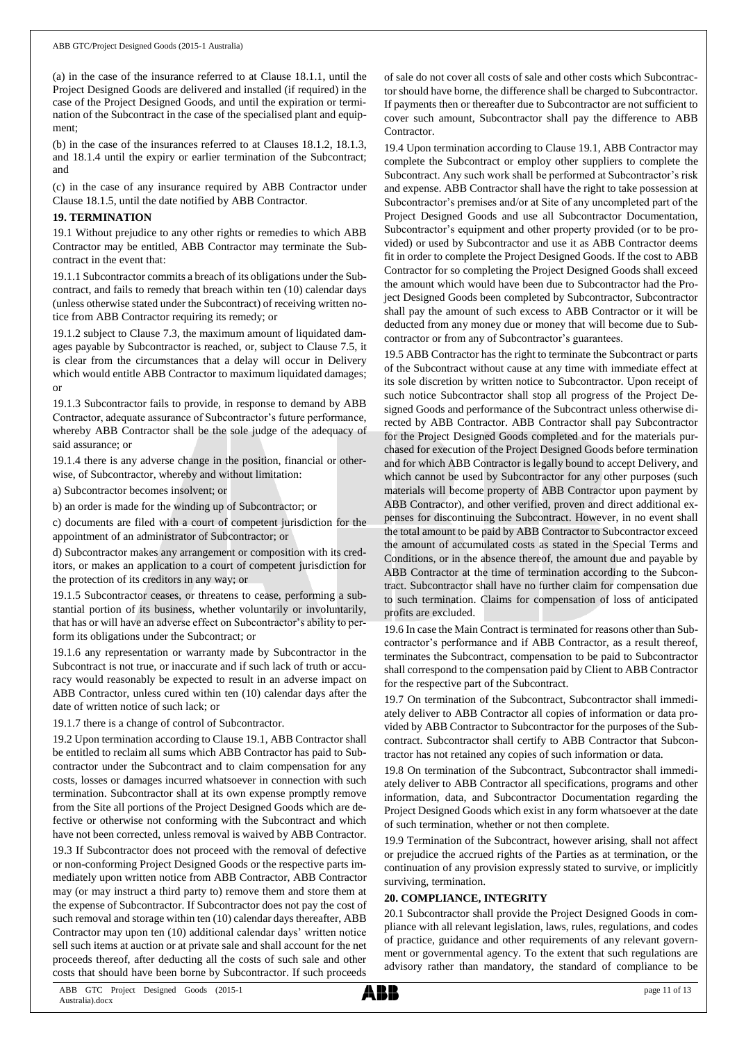(a) in the case of the insurance referred to at Clause 18.1.1, until the Project Designed Goods are delivered and installed (if required) in the case of the Project Designed Goods, and until the expiration or termination of the Subcontract in the case of the specialised plant and equipment;

(b) in the case of the insurances referred to at Clauses 18.1.2, 18.1.3, and 18.1.4 until the expiry or earlier termination of the Subcontract; and

(c) in the case of any insurance required by ABB Contractor under Clause 18.1.5, until the date notified by ABB Contractor.

## 19. TERMINATION

19.1 Without prejudice to any other rights or remedies to which ABB Contractor may be entitled, ABB Contractor may terminate the Subcontract in the event that:

19.1.1 Subcontractor commits a breach of its obligations under the Subcontract, and fails to remedy that breach within ten (10) calendar days (unless otherwise stated under the Subcontract) of receiving written notice from ABB Contractor requiring its remedy; or

19.1.2 subject to Clause 7.3, the maximum amount of liquidated damages payable by Subcontractor is reached, or, subject to Clause 7.5, it is clear from the circumstances that a delay will occur in Delivery which would entitle ABB Contractor to maximum liquidated damages; or

19.1.3 Subcontractor fails to provide, in response to demand by ABB Contractor, adequate assurance of Subcontractor's future performance, whereby ABB Contractor shall be the sole judge of the adequacy of said assurance; or

19.1.4 there is any adverse change in the position, financial or otherwise, of Subcontractor, whereby and without limitation:

a) Subcontractor becomes insolvent; or

b) an order is made for the winding up of Subcontractor; or

c) documents are filed with a court of competent jurisdiction for the appointment of an administrator of Subcontractor; or

d) Subcontractor makes any arrangement or composition with its creditors, or makes an application to a court of competent jurisdiction for the protection of its creditors in any way; or

19.1.5 Subcontractor ceases, or threatens to cease, performing a substantial portion of its business, whether voluntarily or involuntarily, that has or will have an adverse effect on Subcontractor's ability to perform its obligations under the Subcontract; or

19.1.6 any representation or warranty made by Subcontractor in the Subcontract is not true, or inaccurate and if such lack of truth or accuracy would reasonably be expected to result in an adverse impact on ABB Contractor, unless cured within ten (10) calendar days after the date of written notice of such lack; or

19.1.7 there is a change of control of Subcontractor.

19.2 Upon termination according to Clause 19.1, ABB Contractor shall be entitled to reclaim all sums which ABB Contractor has paid to Subcontractor under the Subcontract and to claim compensation for any costs, losses or damages incurred whatsoever in connection with such termination. Subcontractor shall at its own expense promptly remove from the Site all portions of the Project Designed Goods which are defective or otherwise not conforming with the Subcontract and which have not been corrected, unless removal is waived by ABB Contractor.

19.3 If Subcontractor does not proceed with the removal of defective or non-conforming Project Designed Goods or the respective parts immediately upon written notice from ABB Contractor, ABB Contractor may (or may instruct a third party to) remove them and store them at the expense of Subcontractor. If Subcontractor does not pay the cost of such removal and storage within ten (10) calendar days thereafter, ABB Contractor may upon ten (10) additional calendar days' written notice sell such items at auction or at private sale and shall account for the net proceeds thereof, after deducting all the costs of such sale and other costs that should have been borne by Subcontractor. If such proceeds of sale do not cover all costs of sale and other costs which Subcontractor should have borne, the difference shall be charged to Subcontractor. If payments then or thereafter due to Subcontractor are not sufficient to cover such amount, Subcontractor shall pay the difference to ABB Contractor.

19.4 Upon termination according to Clause 19.1, ABB Contractor may complete the Subcontract or employ other suppliers to complete the Subcontract. Any such work shall be performed at Subcontractor's risk and expense. ABB Contractor shall have the right to take possession at Subcontractor's premises and/or at Site of any uncompleted part of the Project Designed Goods and use all Subcontractor Documentation, Subcontractor's equipment and other property provided (or to be provided) or used by Subcontractor and use it as ABB Contractor deems fit in order to complete the Project Designed Goods. If the cost to ABB Contractor for so completing the Project Designed Goods shall exceed the amount which would have been due to Subcontractor had the Project Designed Goods been completed by Subcontractor, Subcontractor shall pay the amount of such excess to ABB Contractor or it will be deducted from any money due or money that will become due to Subcontractor or from any of Subcontractor's guarantees.

19.5 ABB Contractor has the right to terminate the Subcontract or parts of the Subcontract without cause at any time with immediate effect at its sole discretion by written notice to Subcontractor. Upon receipt of such notice Subcontractor shall stop all progress of the Project Designed Goods and performance of the Subcontract unless otherwise directed by ABB Contractor. ABB Contractor shall pay Subcontractor for the Project Designed Goods completed and for the materials purchased for execution of the Project Designed Goods before termination and for which ABB Contractor is legally bound to accept Delivery, and which cannot be used by Subcontractor for any other purposes (such materials will become property of ABB Contractor upon payment by ABB Contractor), and other verified, proven and direct additional expenses for discontinuing the Subcontract. However, in no event shall the total amount to be paid by ABB Contractor to Subcontractor exceed the amount of accumulated costs as stated in the Special Terms and Conditions, or in the absence thereof, the amount due and payable by ABB Contractor at the time of termination according to the Subcontract. Subcontractor shall have no further claim for compensation due to such termination. Claims for compensation of loss of anticipated profits are excluded.

19.6 In case the Main Contract is terminated for reasons other than Subcontractor's performance and if ABB Contractor, as a result thereof, terminates the Subcontract, compensation to be paid to Subcontractor shall correspond to the compensation paid by Client to ABB Contractor for the respective part of the Subcontract.

19.7 On termination of the Subcontract, Subcontractor shall immediately deliver to ABB Contractor all copies of information or data provided by ABB Contractor to Subcontractor for the purposes of the Subcontract. Subcontractor shall certify to ABB Contractor that Subcontractor has not retained any copies of such information or data.

19.8 On termination of the Subcontract, Subcontractor shall immediately deliver to ABB Contractor all specifications, programs and other information, data, and Subcontractor Documentation regarding the Project Designed Goods which exist in any form whatsoever at the date of such termination, whether or not then complete.

19.9 Termination of the Subcontract, however arising, shall not affect or prejudice the accrued rights of the Parties as at termination, or the continuation of any provision expressly stated to survive, or implicitly surviving, termination.

## 20. COMPLIANCE, INTEGRITY

20.1 Subcontractor shall provide the Project Designed Goods in compliance with all relevant legislation, laws, rules, regulations, and codes of practice, guidance and other requirements of any relevant government or governmental agency. To the extent that such regulations are advisory rather than mandatory, the standard of compliance to be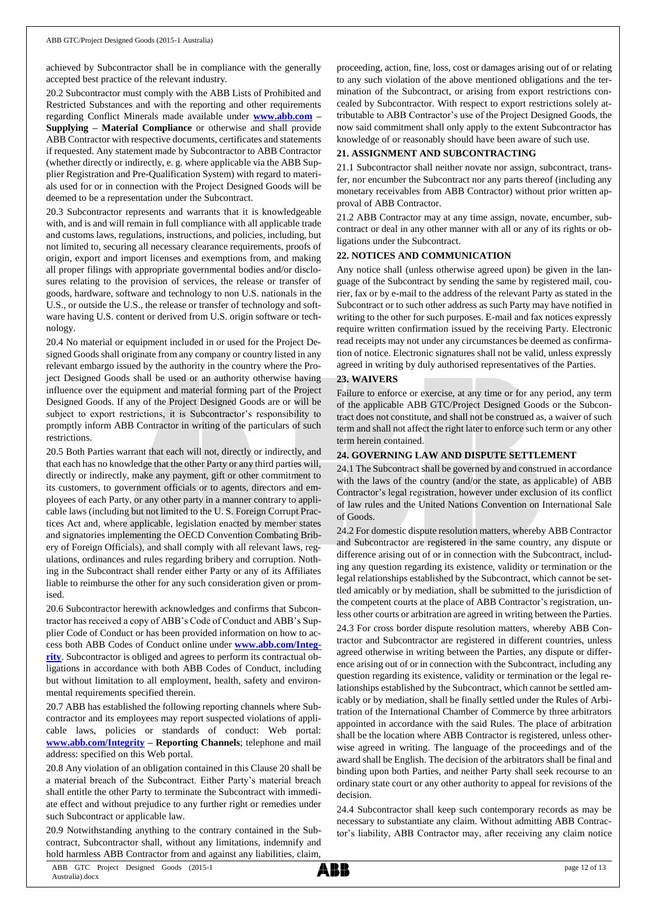achieved by Subcontractor shall be in compliance with the generally accepted best practice of the relevant industry.

20.2 Subcontractor must comply with the ABB Lists of Prohibited and Restricted Substances and with the reporting and other requirements regarding Conflict Minerals made available under **www.abb.com – Supplying – Material Compliance** or otherwise and shall provide ABB Contractor with respective documents, certificates and statements if requested. Any statement made by Subcontractor to ABB Contractor (whether directly or indirectly, e. g. where applicable via the ABB Supplier Registration and Pre-Qualification System) with regard to materials used for or in connection with the Project Designed Goods will be deemed to be a representation under the Subcontract.

20.3 Subcontractor represents and warrants that it is knowledgeable with, and is and will remain in full compliance with all applicable trade and customs laws, regulations, instructions, and policies, including, but not limited to, securing all necessary clearance requirements, proofs of origin, export and import licenses and exemptions from, and making all proper filings with appropriate governmental bodies and/or disclosures relating to the provision of services, the release or transfer of goods, hardware, software and technology to non U.S. nationals in the U.S., or outside the U.S., the release or transfer of technology and software having U.S. content or derived from U.S. origin software or technology.

20.4 No material or equipment included in or used for the Project Designed Goods shall originate from any company or country listed in any relevant embargo issued by the authority in the country where the Project Designed Goods shall be used or an authority otherwise having influence over the equipment and material forming part of the Project Designed Goods. If any of the Project Designed Goods are or will be subject to export restrictions, it is Subcontractor's responsibility to promptly inform ABB Contractor in writing of the particulars of such restrictions.

20.5 Both Parties warrant that each will not, directly or indirectly, and that each has no knowledge that the other Party or any third parties will, directly or indirectly, make any payment, gift or other commitment to its customers, to government officials or to agents, directors and employees of each Party, or any other party in a manner contrary to applicable laws (including but not limited to the U. S. Foreign Corrupt Practices Act and, where applicable, legislation enacted by member states and signatories implementing the OECD Convention Combating Bribery of Foreign Officials), and shall comply with all relevant laws, regulations, ordinances and rules regarding bribery and corruption. Nothing in the Subcontract shall render either Party or any of its Affiliates liable to reimburse the other for any such consideration given or promised.

20.6 Subcontractor herewith acknowledges and confirms that Subcontractor has received a copy of ABB's Code of Conduct and ABB's Supplier Code of Conduct or has been provided information on how to access both ABB Codes of Conduct online under **www.abb.com/Integrity**. Subcontractor is obliged and agrees to perform its contractual obligations in accordance with both ABB Codes of Conduct, including but without limitation to all employment, health, safety and environmental requirements specified therein.

20.7 ABB has established the following reporting channels where Subcontractor and its employees may report suspected violations of applicable laws, policies or standards of conduct: Web portal: **www.abb.com/Integrity – Reporting Channels**; telephone and mail address: specified on this Web portal.

20.8 Any violation of an obligation contained in this Clause 20 shall be a material breach of the Subcontract. Either Party's material breach shall entitle the other Party to terminate the Subcontract with immediate effect and without prejudice to any further right or remedies under such Subcontract or applicable law.

20.9 Notwithstanding anything to the contrary contained in the Subcontract, Subcontractor shall, without any limitations, indemnify and hold harmless ABB Contractor from and against any liabilities, claim, proceeding, action, fine, loss, cost or damages arising out of or relating to any such violation of the above mentioned obligations and the termination of the Subcontract, or arising from export restrictions concealed by Subcontractor. With respect to export restrictions solely attributable to ABB Contractor's use of the Project Designed Goods, the now said commitment shall only apply to the extent Subcontractor has knowledge of or reasonably should have been aware of such use.

## 21. ASSIGNMENT AND SUBCONTRACTING

21.1 Subcontractor shall neither novate nor assign, subcontract, transfer, nor encumber the Subcontract nor any parts thereof (including any monetary receivables from ABB Contractor) without prior written approval of ABB Contractor.

21.2 ABB Contractor may at any time assign, novate, encumber, subcontract or deal in any other manner with all or any of its rights or obligations under the Subcontract.

## 22. NOTICES AND COMMUNICATION

Any notice shall (unless otherwise agreed upon) be given in the language of the Subcontract by sending the same by registered mail, courier, fax or by e-mail to the address of the relevant Party as stated in the Subcontract or to such other address as such Party may have notified in writing to the other for such purposes. E-mail and fax notices expressly require written confirmation issued by the receiving Party. Electronic read receipts may not under any circumstances be deemed as confirmation of notice. Electronic signatures shall not be valid, unless expressly agreed in writing by duly authorised representatives of the Parties.

## 23. WAIVERS

Failure to enforce or exercise, at any time or for any period, any term of the applicable ABB GTC/Project Designed Goods or the Subcontract does not constitute, and shall not be construed as, a waiver of such term and shall not affect the right later to enforce such term or any other term herein contained.

## 24. GOVERNING LAW AND DISPUTE SETTLEMENT

24.1 The Subcontract shall be governed by and construed in accordance with the laws of the country (and/or the state, as applicable) of ABB Contractor's legal registration, however under exclusion of its conflict of law rules and the United Nations Convention on International Sale of Goods.

24.2 For domestic dispute resolution matters, whereby ABB Contractor and Subcontractor are registered in the same country, any dispute or difference arising out of or in connection with the Subcontract, including any question regarding its existence, validity or termination or the legal relationships established by the Subcontract, which cannot be settled amicably or by mediation, shall be submitted to the jurisdiction of the competent courts at the place of ABB Contractor's registration, unless other courts or arbitration are agreed in writing between the Parties.

24.3 For cross border dispute resolution matters, whereby ABB Contractor and Subcontractor are registered in different countries, unless agreed otherwise in writing between the Parties, any dispute or difference arising out of or in connection with the Subcontract, including any question regarding its existence, validity or termination or the legal relationships established by the Subcontract, which cannot be settled amicably or by mediation, shall be finally settled under the Rules of Arbitration of the International Chamber of Commerce by three arbitrators appointed in accordance with the said Rules. The place of arbitration shall be the location where ABB Contractor is registered, unless otherwise agreed in writing. The language of the proceedings and of the award shall be English. The decision of the arbitrators shall be final and binding upon both Parties, and neither Party shall seek recourse to an ordinary state court or any other authority to appeal for revisions of the decision.

24.4 Subcontractor shall keep such contemporary records as may be necessary to substantiate any claim. Without admitting ABB Contractor's liability, ABB Contractor may, after receiving any claim notice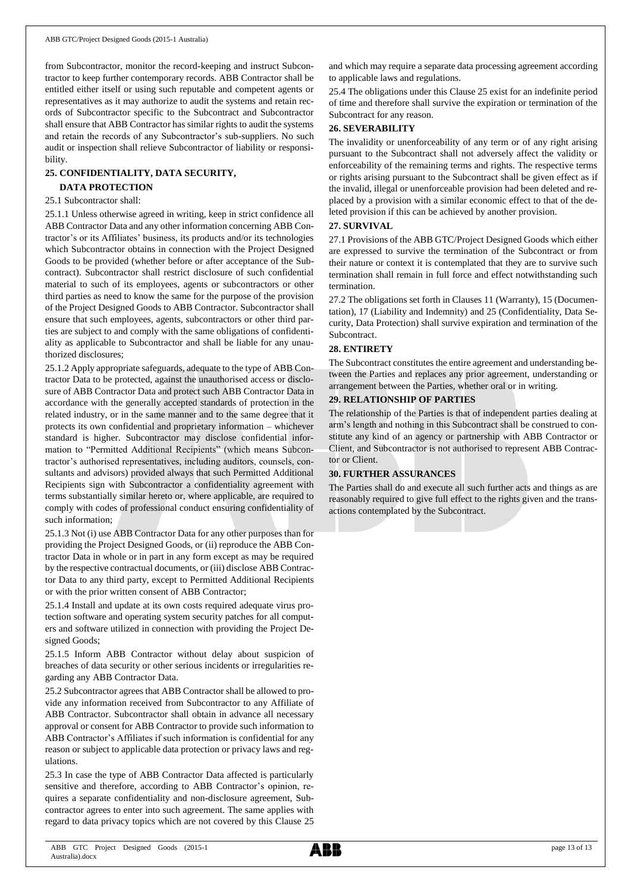from Subcontractor, monitor the record-keeping and instruct Subcontractor to keep further contemporary records. ABB Contractor shall be entitled either itself or using such reputable and competent agents or representatives as it may authorize to audit the systems and retain records of Subcontractor specific to the Subcontract and Subcontractor shall ensure that ABB Contractor has similar rights to audit the systems and retain the records of any Subcontractor's sub-suppliers. No such audit or inspection shall relieve Subcontractor of liability or responsibility.

**25. CONFIDENTIALITY, DATA SECURITY, DATA PROTECTION**

25.1 Subcontractor shall:

25.1.1 Unless otherwise agreed in writing, keep in strict confidence all ABB Contractor Data and any other information concerning ABB Contractor's or its Affiliates' business, its products and/or its technologies which Subcontractor obtains in connection with the Project Designed Goods to be provided (whether before or after acceptance of the Subcontract). Subcontractor shall restrict disclosure of such confidential material to such of its employees, agents or subcontractors or other third parties as need to know the same for the purpose of the provision of the Project Designed Goods to ABB Contractor. Subcontractor shall ensure that such employees, agents, subcontractors or other third parties are subject to and comply with the same obligations of confidentiality as applicable to Subcontractor and shall be liable for any unauthorized disclosures;

25.1.2 Apply appropriate safeguards, adequate to the type of ABB Contractor Data to be protected, against the unauthorised access or disclosure of ABB Contractor Data and protect such ABB Contractor Data in accordance with the generally accepted standards of protection in the related industry, or in the same manner and to the same degree that it protects its own confidential and proprietary information – whichever standard is higher. Subcontractor may disclose confidential information to "Permitted Additional Recipients" (which means Subcontractor's authorised representatives, including auditors, counsels, consultants and advisors) provided always that such Permitted Additional Recipients sign with Subcontractor a confidentiality agreement with terms substantially similar hereto or, where applicable, are required to comply with codes of professional conduct ensuring confidentiality of such information;

25.1.3 Not (i) use ABB Contractor Data for any other purposes than for providing the Project Designed Goods, or (ii) reproduce the ABB Contractor Data in whole or in part in any form except as may be required by the respective contractual documents, or (iii) disclose ABB Contractor Data to any third party, except to Permitted Additional Recipients or with the prior written consent of ABB Contractor;

25.1.4 Install and update at its own costs required adequate virus protection software and operating system security patches for all computers and software utilized in connection with providing the Project Designed Goods;

25.1.5 Inform ABB Contractor without delay about suspicion of breaches of data security or other serious incidents or irregularities regarding any ABB Contractor Data.

25.2 Subcontractor agrees that ABB Contractor shall be allowed to provide any information received from Subcontractor to any Affiliate of ABB Contractor. Subcontractor shall obtain in advance all necessary approval or consent for ABB Contractor to provide such information to ABB Contractor's Affiliates if such information is confidential for any reason or subject to applicable data protection or privacy laws and regulations.

25.3 In case the type of ABB Contractor Data affected is particularly sensitive and therefore, according to ABB Contractor's opinion, requires a separate confidentiality and non-disclosure agreement, Subcontractor agrees to enter into such agreement. The same applies with regard to data privacy topics which are not covered by this Clause 25 and which may require a separate data processing agreement according to applicable laws and regulations.

25.4 The obligations under this Clause 25 exist for an indefinite period of time and therefore shall survive the expiration or termination of the Subcontract for any reason.

**26. SEVERABILITY**

The invalidity or unenforceability of any term or of any right arising pursuant to the Subcontract shall not adversely affect the validity or enforceability of the remaining terms and rights. The respective terms or rights arising pursuant to the Subcontract shall be given effect as if the invalid, illegal or unenforceable provision had been deleted and replaced by a provision with a similar economic effect to that of the deleted provision if this can be achieved by another provision.

**27. SURVIVAL**

27.1 Provisions of the ABB GTC/Project Designed Goods which either are expressed to survive the termination of the Subcontract or from their nature or context it is contemplated that they are to survive such termination shall remain in full force and effect notwithstanding such termination.

27.2 The obligations set forth in Clauses 11 (Warranty), 15 (Documentation), 17 (Liability and Indemnity) and 25 (Confidentiality, Data Security, Data Protection) shall survive expiration and termination of the Subcontract.

**28. ENTIRETY**

The Subcontract constitutes the entire agreement and understanding between the Parties and replaces any prior agreement, understanding or arrangement between the Parties, whether oral or in writing.

**29. RELATIONSHIP OF PARTIES**

The relationship of the Parties is that of independent parties dealing at arm's length and nothing in this Subcontract shall be construed to constitute any kind of an agency or partnership with ABB Contractor or Client, and Subcontractor is not authorised to represent ABB Contractor or Client.

**30. FURTHER ASSURANCES**

The Parties shall do and execute all such further acts and things as are reasonably required to give full effect to the rights given and the transactions contemplated by the Subcontract.